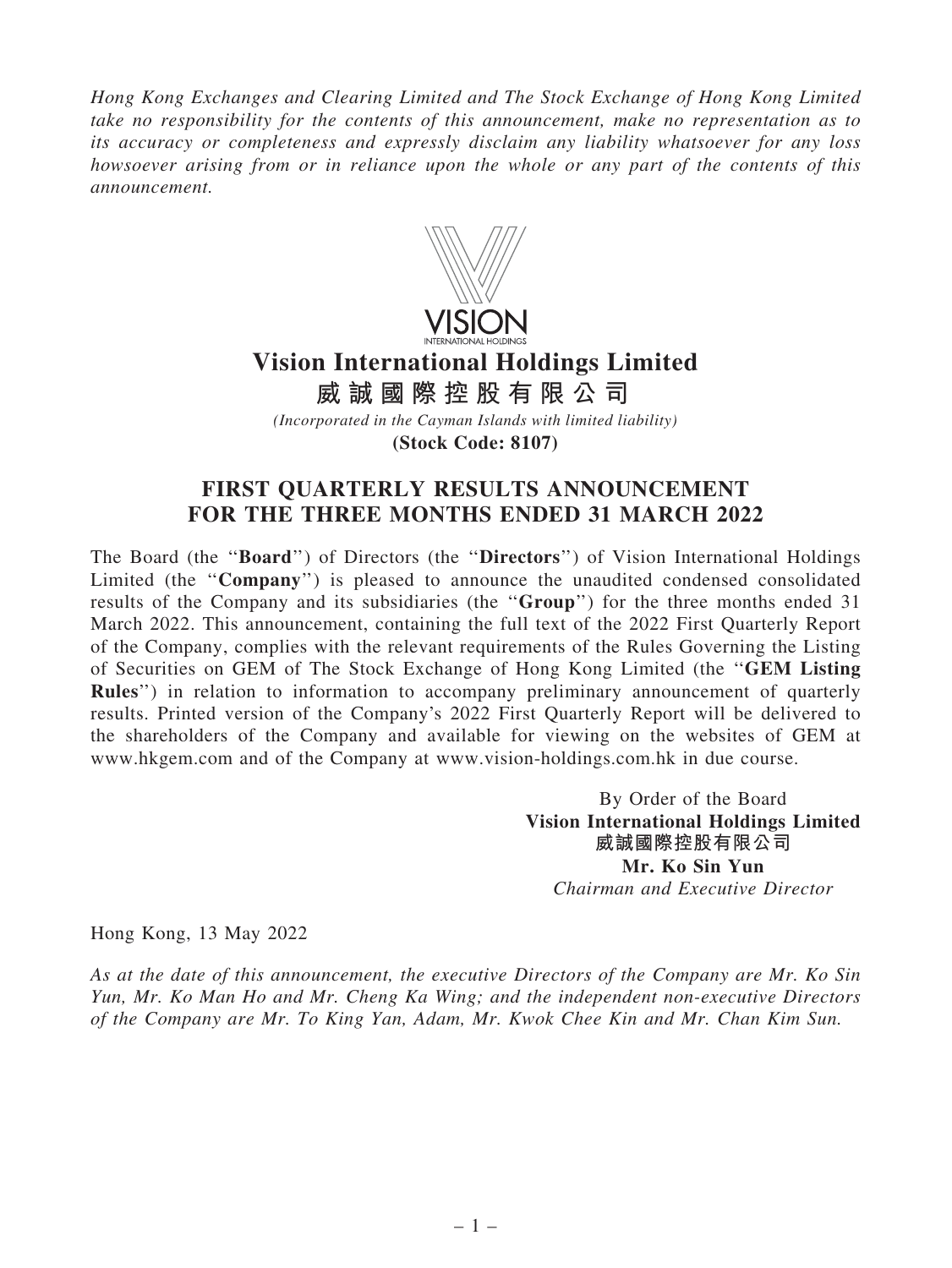*Hong Kong Exchanges and Clearing Limited and The Stock Exchange of Hong Kong Limited take no responsibility for the contents of this announcement, make no representation as to its accuracy or completeness and expressly disclaim any liability whatsoever for any loss howsoever arising from or in reliance upon the whole or any part of the contents of this announcement.*

VISION
INTERNATIONAL HOLDINGS

# Vision International Holdings Limited
# 威誠國際控股有限公司

*(Incorporated in the Cayman Islands with limited liability)*
**(Stock Code: 8107)**

## FIRST QUARTERLY RESULTS ANNOUNCEMENT FOR THE THREE MONTHS ENDED 31 MARCH 2022

The Board (the "**Board**") of Directors (the "**Directors**") of Vision International Holdings Limited (the "**Company**") is pleased to announce the unaudited condensed consolidated results of the Company and its subsidiaries (the "**Group**") for the three months ended 31 March 2022. This announcement, containing the full text of the 2022 First Quarterly Report of the Company, complies with the relevant requirements of the Rules Governing the Listing of Securities on GEM of The Stock Exchange of Hong Kong Limited (the "**GEM Listing Rules**") in relation to information to accompany preliminary announcement of quarterly results. Printed version of the Company's 2022 First Quarterly Report will be delivered to the shareholders of the Company and available for viewing on the websites of GEM at www.hkgem.com and of the Company at www.vision-holdings.com.hk in due course.

By Order of the Board
**Vision International Holdings Limited**
**威誠國際控股有限公司**
**Mr. Ko Sin Yun**
*Chairman and Executive Director*

Hong Kong, 13 May 2022

*As at the date of this announcement, the executive Directors of the Company are Mr. Ko Sin Yun, Mr. Ko Man Ho and Mr. Cheng Ka Wing; and the independent non-executive Directors of the Company are Mr. To King Yan, Adam, Mr. Kwok Chee Kin and Mr. Chan Kim Sun.*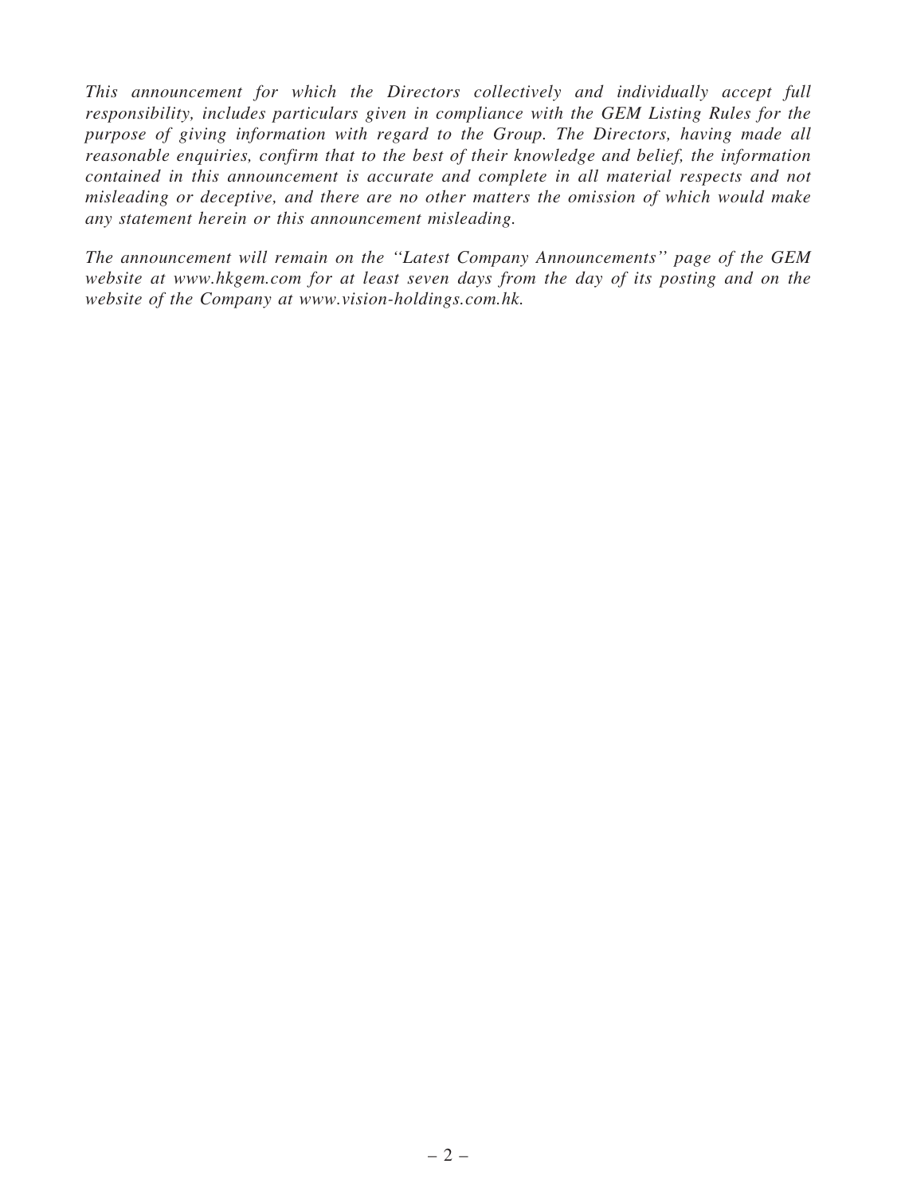*This announcement for which the Directors collectively and individually accept full responsibility, includes particulars given in compliance with the GEM Listing Rules for the purpose of giving information with regard to the Group. The Directors, having made all reasonable enquiries, confirm that to the best of their knowledge and belief, the information contained in this announcement is accurate and complete in all material respects and not misleading or deceptive, and there are no other matters the omission of which would make any statement herein or this announcement misleading.*

*The announcement will remain on the "Latest Company Announcements" page of the GEM website at www.hkgem.com for at least seven days from the day of its posting and on the website of the Company at www.vision-holdings.com.hk.*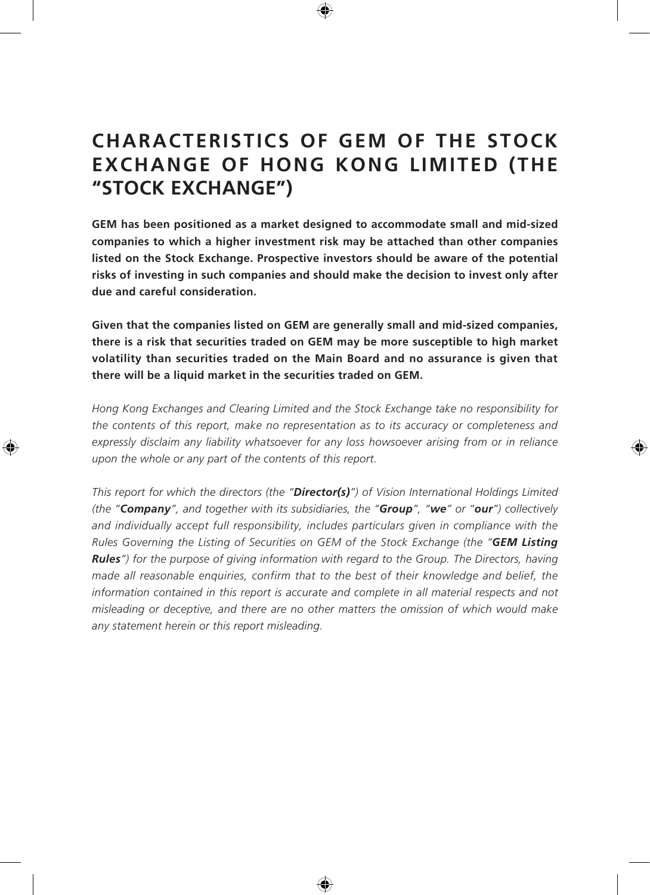# CHARACTERISTICS OF GEM OF THE STOCK EXCHANGE OF HONG KONG LIMITED (THE "STOCK EXCHANGE")

**GEM has been positioned as a market designed to accommodate small and mid-sized companies to which a higher investment risk may be attached than other companies listed on the Stock Exchange. Prospective investors should be aware of the potential risks of investing in such companies and should make the decision to invest only after due and careful consideration.**

**Given that the companies listed on GEM are generally small and mid-sized companies, there is a risk that securities traded on GEM may be more susceptible to high market volatility than securities traded on the Main Board and no assurance is given that there will be a liquid market in the securities traded on GEM.**

*Hong Kong Exchanges and Clearing Limited and the Stock Exchange take no responsibility for the contents of this report, make no representation as to its accuracy or completeness and expressly disclaim any liability whatsoever for any loss howsoever arising from or in reliance upon the whole or any part of the contents of this report.*

*This report for which the directors (the "**Director(s)**") of Vision International Holdings Limited (the "**Company**", and together with its subsidiaries, the "**Group**", "**we**" or "**our**") collectively and individually accept full responsibility, includes particulars given in compliance with the Rules Governing the Listing of Securities on GEM of the Stock Exchange (the "**GEM Listing Rules**") for the purpose of giving information with regard to the Group. The Directors, having made all reasonable enquiries, confirm that to the best of their knowledge and belief, the information contained in this report is accurate and complete in all material respects and not misleading or deceptive, and there are no other matters the omission of which would make any statement herein or this report misleading.*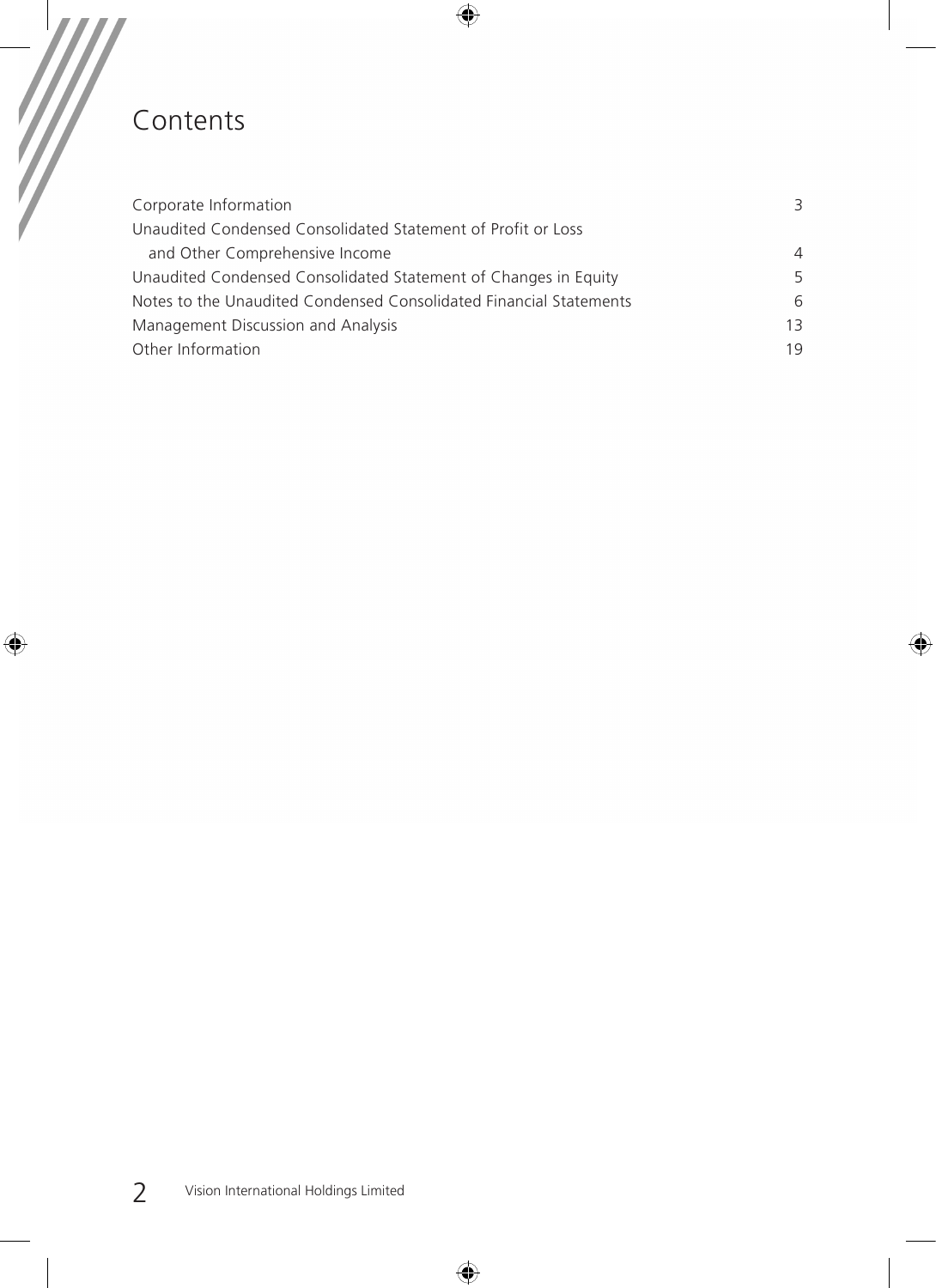# Contents

| | |
|---|---|
| Corporate Information | 3 |
| Unaudited Condensed Consolidated Statement of Profit or Loss and Other Comprehensive Income | 4 |
| Unaudited Condensed Consolidated Statement of Changes in Equity | 5 |
| Notes to the Unaudited Condensed Consolidated Financial Statements | 6 |
| Management Discussion and Analysis | 13 |
| Other Information | 19 |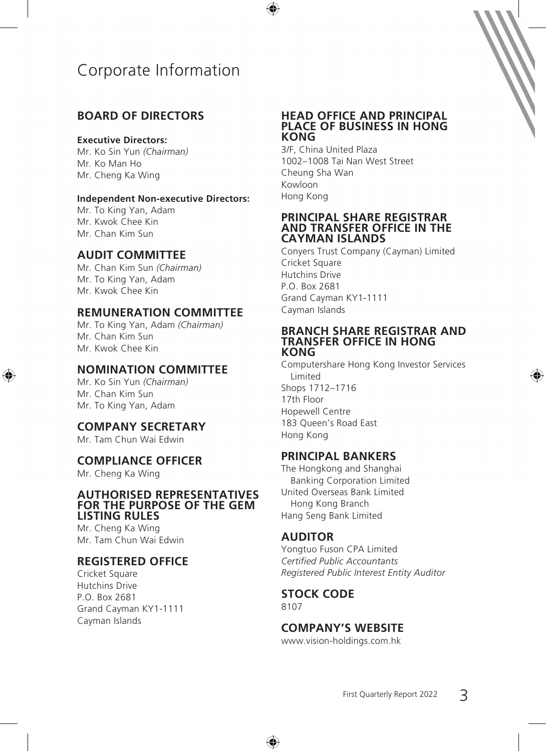# Corporate Information

## BOARD OF DIRECTORS

**Executive Directors:**

Mr. Ko Sin Yun *(Chairman)*
Mr. Ko Man Ho
Mr. Cheng Ka Wing

**Independent Non-executive Directors:**

Mr. To King Yan, Adam
Mr. Kwok Chee Kin
Mr. Chan Kim Sun

## AUDIT COMMITTEE

Mr. Chan Kim Sun *(Chairman)*
Mr. To King Yan, Adam
Mr. Kwok Chee Kin

## REMUNERATION COMMITTEE

Mr. To King Yan, Adam *(Chairman)*
Mr. Chan Kim Sun
Mr. Kwok Chee Kin

## NOMINATION COMMITTEE

Mr. Ko Sin Yun *(Chairman)*
Mr. Chan Kim Sun
Mr. To King Yan, Adam

## COMPANY SECRETARY

Mr. Tam Chun Wai Edwin

## COMPLIANCE OFFICER

Mr. Cheng Ka Wing

## AUTHORISED REPRESENTATIVES FOR THE PURPOSE OF THE GEM LISTING RULES

Mr. Cheng Ka Wing
Mr. Tam Chun Wai Edwin

## REGISTERED OFFICE

Cricket Square
Hutchins Drive
P.O. Box 2681
Grand Cayman KY1-1111
Cayman Islands

## HEAD OFFICE AND PRINCIPAL PLACE OF BUSINESS IN HONG KONG

3/F, China United Plaza
1002–1008 Tai Nan West Street
Cheung Sha Wan
Kowloon
Hong Kong

## PRINCIPAL SHARE REGISTRAR AND TRANSFER OFFICE IN THE CAYMAN ISLANDS

Conyers Trust Company (Cayman) Limited
Cricket Square
Hutchins Drive
P.O. Box 2681
Grand Cayman KY1-1111
Cayman Islands

## BRANCH SHARE REGISTRAR AND TRANSFER OFFICE IN HONG KONG

Computershare Hong Kong Investor Services Limited
Shops 1712–1716
17th Floor
Hopewell Centre
183 Queen's Road East
Hong Kong

## PRINCIPAL BANKERS

The Hongkong and Shanghai Banking Corporation Limited
United Overseas Bank Limited Hong Kong Branch
Hang Seng Bank Limited

## AUDITOR

Yongtuo Fuson CPA Limited
*Certified Public Accountants*
*Registered Public Interest Entity Auditor*

## STOCK CODE

8107

## COMPANY'S WEBSITE

www.vision-holdings.com.hk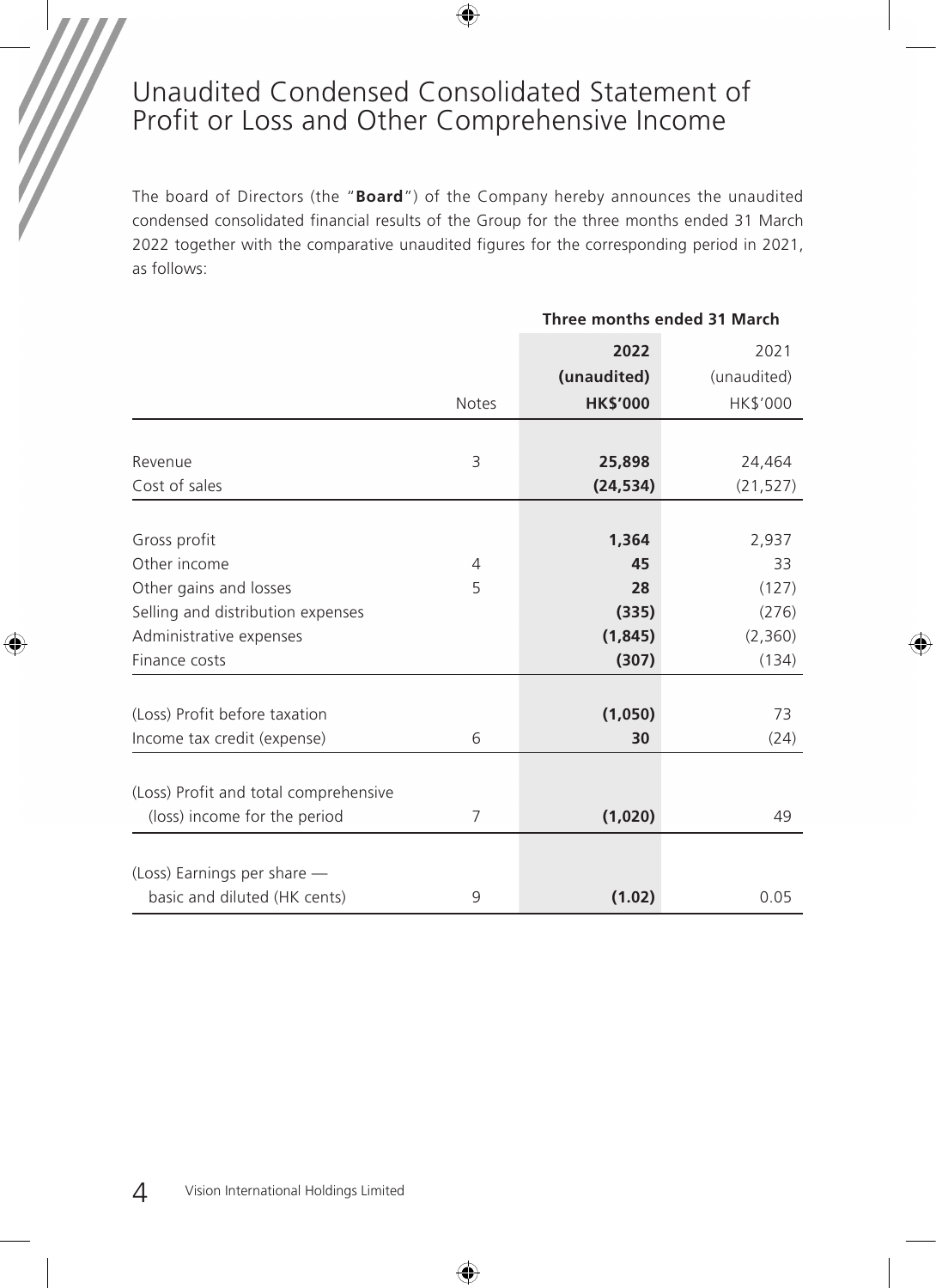# Unaudited Condensed Consolidated Statement of Profit or Loss and Other Comprehensive Income

The board of Directors (the "**Board**") of the Company hereby announces the unaudited condensed consolidated financial results of the Group for the three months ended 31 March 2022 together with the comparative unaudited figures for the corresponding period in 2021, as follows:

| | | Three months ended 31 March | |
|---|---|---|---|
| | | **2022** | 2021 |
| | | **(unaudited)** | (unaudited) |
| | Notes | **HK$'000** | HK$'000 |
| Revenue | 3 | **25,898** | 24,464 |
| Cost of sales | | **(24,534)** | (21,527) |
| Gross profit | | **1,364** | 2,937 |
| Other income | 4 | **45** | 33 |
| Other gains and losses | 5 | **28** | (127) |
| Selling and distribution expenses | | **(335)** | (276) |
| Administrative expenses | | **(1,845)** | (2,360) |
| Finance costs | | **(307)** | (134) |
| (Loss) Profit before taxation | | **(1,050)** | 73 |
| Income tax credit (expense) | 6 | **30** | (24) |
| (Loss) Profit and total comprehensive (loss) income for the period | 7 | **(1,020)** | 49 |
| (Loss) Earnings per share — basic and diluted (HK cents) | 9 | **(1.02)** | 0.05 |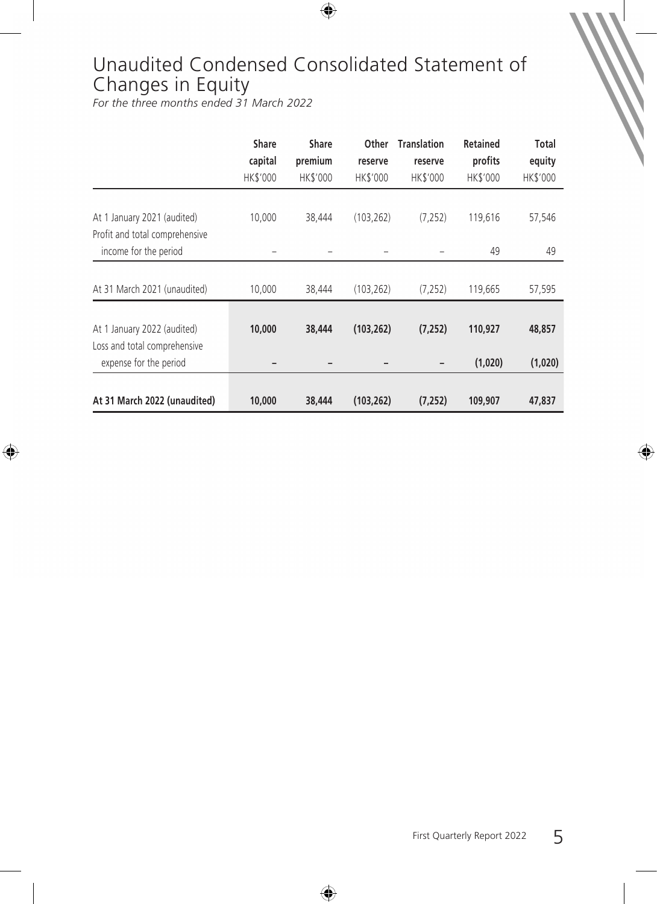# Unaudited Condensed Consolidated Statement of Changes in Equity

*For the three months ended 31 March 2022*

| | Share capital HK$'000 | Share premium HK$'000 | Other reserve HK$'000 | Translation reserve HK$'000 | Retained profits HK$'000 | Total equity HK$'000 |
|---|---|---|---|---|---|---|
| At 1 January 2021 (audited) | 10,000 | 38,444 | (103,262) | (7,252) | 119,616 | 57,546 |
| Profit and total comprehensive income for the period | – | – | – | – | 49 | 49 |
| At 31 March 2021 (unaudited) | 10,000 | 38,444 | (103,262) | (7,252) | 119,665 | 57,595 |
| **At 1 January 2022 (audited)** | **10,000** | **38,444** | **(103,262)** | **(7,252)** | **110,927** | **48,857** |
| Loss and total comprehensive expense for the period | **–** | **–** | **–** | **–** | **(1,020)** | **(1,020)** |
| **At 31 March 2022 (unaudited)** | **10,000** | **38,444** | **(103,262)** | **(7,252)** | **109,907** | **47,837** |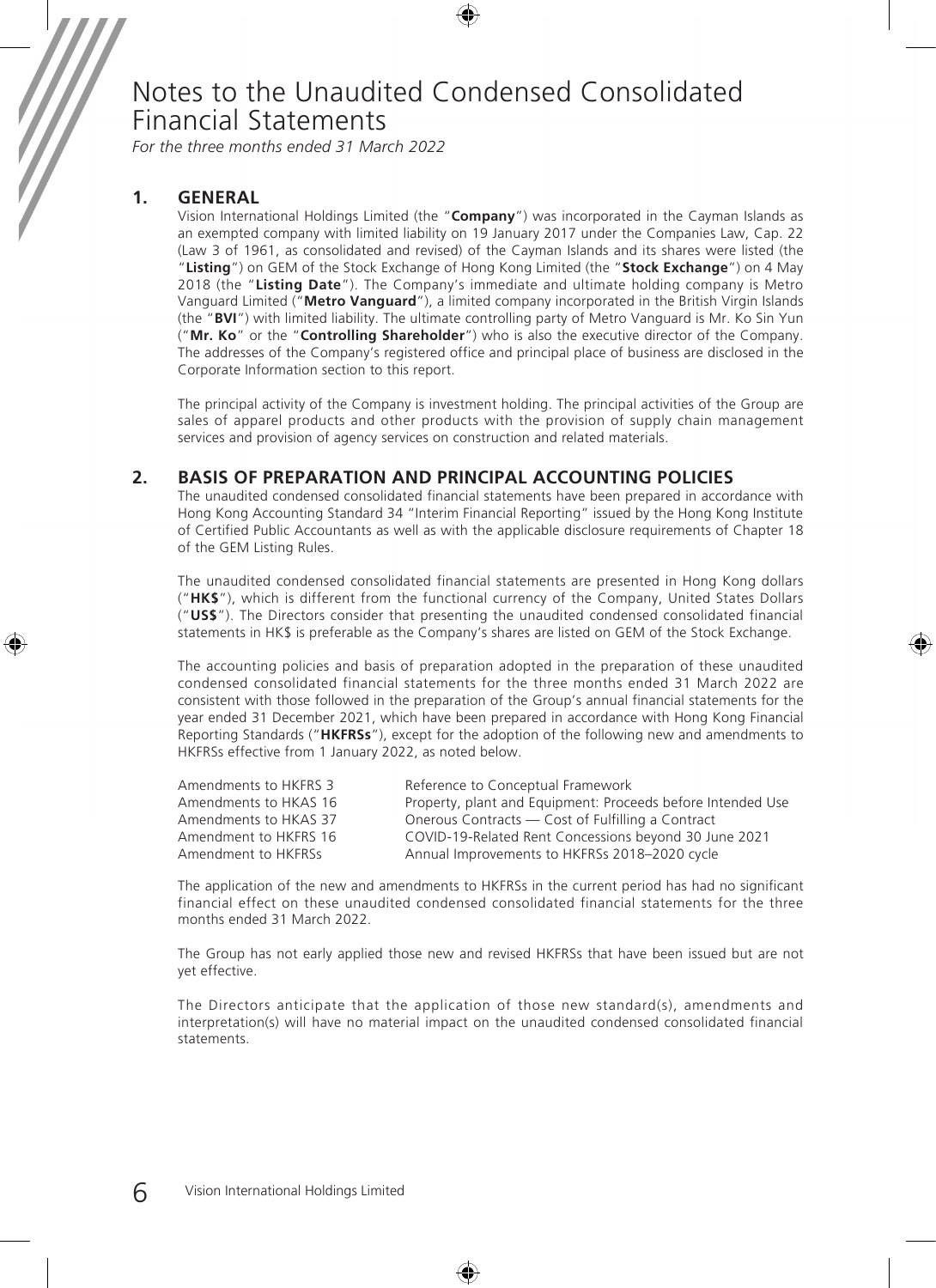# Notes to the Unaudited Condensed Consolidated Financial Statements

*For the three months ended 31 March 2022*

## 1. GENERAL

Vision International Holdings Limited (the "**Company**") was incorporated in the Cayman Islands as an exempted company with limited liability on 19 January 2017 under the Companies Law, Cap. 22 (Law 3 of 1961, as consolidated and revised) of the Cayman Islands and its shares were listed (the "**Listing**") on GEM of the Stock Exchange of Hong Kong Limited (the "**Stock Exchange**") on 4 May 2018 (the "**Listing Date**"). The Company's immediate and ultimate holding company is Metro Vanguard Limited ("**Metro Vanguard**"), a limited company incorporated in the British Virgin Islands (the "**BVI**") with limited liability. The ultimate controlling party of Metro Vanguard is Mr. Ko Sin Yun ("**Mr. Ko**" or the "**Controlling Shareholder**") who is also the executive director of the Company. The addresses of the Company's registered office and principal place of business are disclosed in the Corporate Information section to this report.

The principal activity of the Company is investment holding. The principal activities of the Group are sales of apparel products and other products with the provision of supply chain management services and provision of agency services on construction and related materials.

## 2. BASIS OF PREPARATION AND PRINCIPAL ACCOUNTING POLICIES

The unaudited condensed consolidated financial statements have been prepared in accordance with Hong Kong Accounting Standard 34 "Interim Financial Reporting" issued by the Hong Kong Institute of Certified Public Accountants as well as with the applicable disclosure requirements of Chapter 18 of the GEM Listing Rules.

The unaudited condensed consolidated financial statements are presented in Hong Kong dollars ("**HK$**"), which is different from the functional currency of the Company, United States Dollars ("**US$**"). The Directors consider that presenting the unaudited condensed consolidated financial statements in HK$ is preferable as the Company's shares are listed on GEM of the Stock Exchange.

The accounting policies and basis of preparation adopted in the preparation of these unaudited condensed consolidated financial statements for the three months ended 31 March 2022 are consistent with those followed in the preparation of the Group's annual financial statements for the year ended 31 December 2021, which have been prepared in accordance with Hong Kong Financial Reporting Standards ("**HKFRSs**"), except for the adoption of the following new and amendments to HKFRSs effective from 1 January 2022, as noted below.

| | |
|---|---|
| Amendments to HKFRS 3 | Reference to Conceptual Framework |
| Amendments to HKAS 16 | Property, plant and Equipment: Proceeds before Intended Use |
| Amendments to HKAS 37 | Onerous Contracts — Cost of Fulfilling a Contract |
| Amendment to HKFRS 16 | COVID-19-Related Rent Concessions beyond 30 June 2021 |
| Amendment to HKFRSs | Annual Improvements to HKFRSs 2018–2020 cycle |

The application of the new and amendments to HKFRSs in the current period has had no significant financial effect on these unaudited condensed consolidated financial statements for the three months ended 31 March 2022.

The Group has not early applied those new and revised HKFRSs that have been issued but are not yet effective.

The Directors anticipate that the application of those new standard(s), amendments and interpretation(s) will have no material impact on the unaudited condensed consolidated financial statements.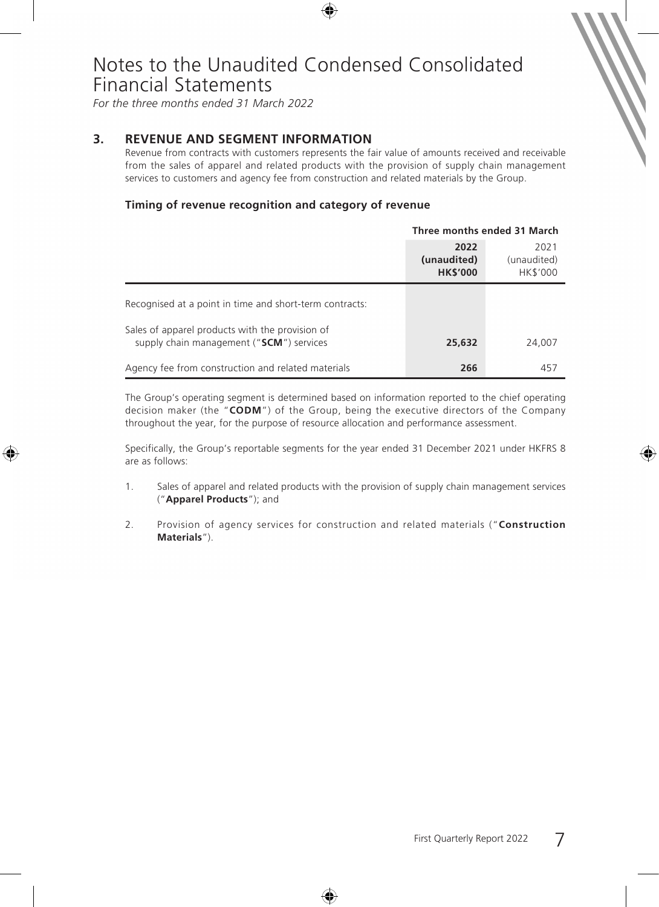# Notes to the Unaudited Condensed Consolidated Financial Statements

*For the three months ended 31 March 2022*

## 3. REVENUE AND SEGMENT INFORMATION

Revenue from contracts with customers represents the fair value of amounts received and receivable from the sales of apparel and related products with the provision of supply chain management services to customers and agency fee from construction and related materials by the Group.

### Timing of revenue recognition and category of revenue

| | Three months ended 31 March | |
|---|---|---|
| | **2022 (unaudited) HK$'000** | 2021 (unaudited) HK$'000 |
| Recognised at a point in time and short-term contracts: | | |
| Sales of apparel products with the provision of supply chain management ("**SCM**") services | **25,632** | 24,007 |
| Agency fee from construction and related materials | **266** | 457 |

The Group's operating segment is determined based on information reported to the chief operating decision maker (the "**CODM**") of the Group, being the executive directors of the Company throughout the year, for the purpose of resource allocation and performance assessment.

Specifically, the Group's reportable segments for the year ended 31 December 2021 under HKFRS 8 are as follows:

1. Sales of apparel and related products with the provision of supply chain management services ("**Apparel Products**"); and
2. Provision of agency services for construction and related materials ("**Construction Materials**").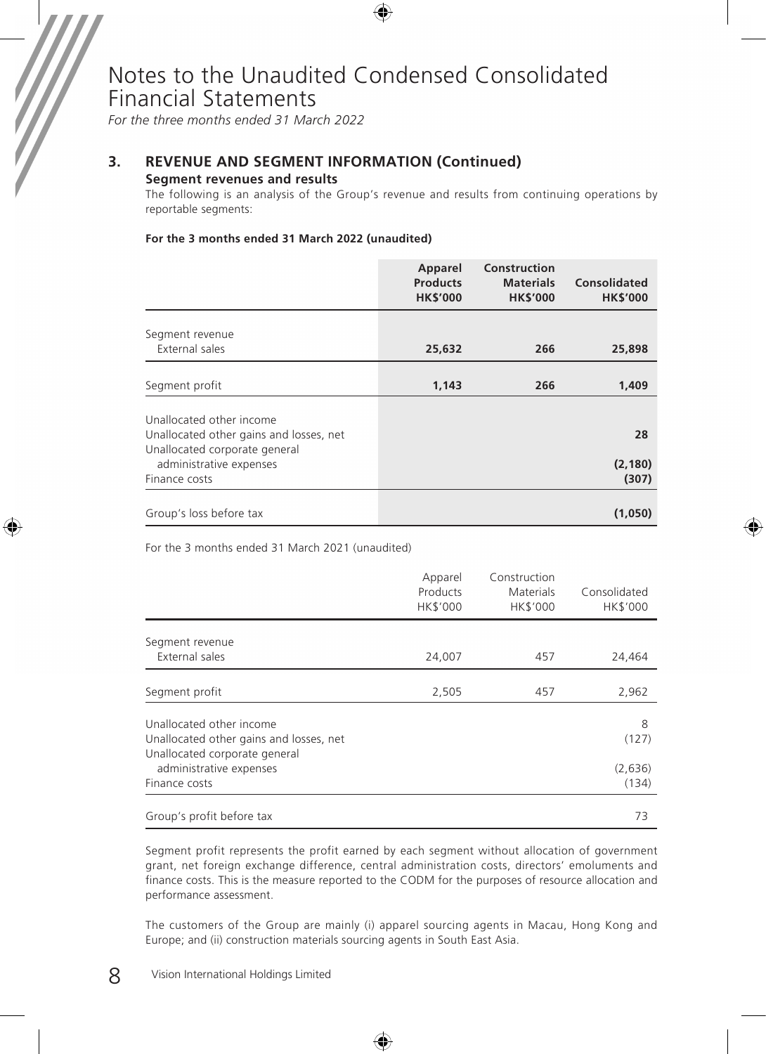# Notes to the Unaudited Condensed Consolidated Financial Statements

*For the three months ended 31 March 2022*

## 3. REVENUE AND SEGMENT INFORMATION (Continued)

### Segment revenues and results

The following is an analysis of the Group's revenue and results from continuing operations by reportable segments:

**For the 3 months ended 31 March 2022 (unaudited)**

| | Apparel Products HK$'000 | Construction Materials HK$'000 | Consolidated HK$'000 |
|---|---|---|---|
| Segment revenue | | | |
| External sales | **25,632** | **266** | **25,898** |
| Segment profit | **1,143** | **266** | **1,409** |
| Unallocated other income | | | |
| Unallocated other gains and losses, net | | | **28** |
| Unallocated corporate general administrative expenses | | | **(2,180)** |
| Finance costs | | | **(307)** |
| Group's loss before tax | | | **(1,050)** |

For the 3 months ended 31 March 2021 (unaudited)

| | Apparel Products HK$'000 | Construction Materials HK$'000 | Consolidated HK$'000 |
|---|---|---|---|
| Segment revenue | | | |
| External sales | 24,007 | 457 | 24,464 |
| Segment profit | 2,505 | 457 | 2,962 |
| Unallocated other income | | | 8 |
| Unallocated other gains and losses, net | | | (127) |
| Unallocated corporate general administrative expenses | | | (2,636) |
| Finance costs | | | (134) |
| Group's profit before tax | | | 73 |

Segment profit represents the profit earned by each segment without allocation of government grant, net foreign exchange difference, central administration costs, directors' emoluments and finance costs. This is the measure reported to the CODM for the purposes of resource allocation and performance assessment.

The customers of the Group are mainly (i) apparel sourcing agents in Macau, Hong Kong and Europe; and (ii) construction materials sourcing agents in South East Asia.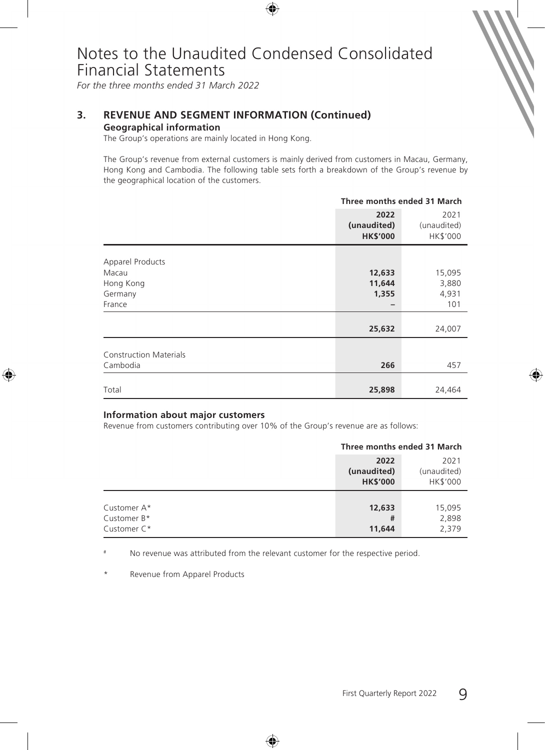# Notes to the Unaudited Condensed Consolidated Financial Statements

*For the three months ended 31 March 2022*

## 3. REVENUE AND SEGMENT INFORMATION (Continued)

### Geographical information

The Group's operations are mainly located in Hong Kong.

The Group's revenue from external customers is mainly derived from customers in Macau, Germany, Hong Kong and Cambodia. The following table sets forth a breakdown of the Group's revenue by the geographical location of the customers.

| | Three months ended 31 March | |
|---|---|---|
| | **2022** | 2021 |
| | **(unaudited)** | (unaudited) |
| | **HK$'000** | HK$'000 |
| Apparel Products | | |
| Macau | **12,633** | 15,095 |
| Hong Kong | **11,644** | 3,880 |
| Germany | **1,355** | 4,931 |
| France | **–** | 101 |
| | **25,632** | 24,007 |
| Construction Materials | | |
| Cambodia | **266** | 457 |
| Total | **25,898** | 24,464 |

### Information about major customers

Revenue from customers contributing over 10% of the Group's revenue are as follows:

| | Three months ended 31 March | |
|---|---|---|
| | **2022** | 2021 |
| | **(unaudited)** | (unaudited) |
| | **HK$'000** | HK$'000 |
| Customer A* | **12,633** | 15,095 |
| Customer B* | **#** | 2,898 |
| Customer C* | **11,644** | 2,379 |

# No revenue was attributed from the relevant customer for the respective period.

\* Revenue from Apparel Products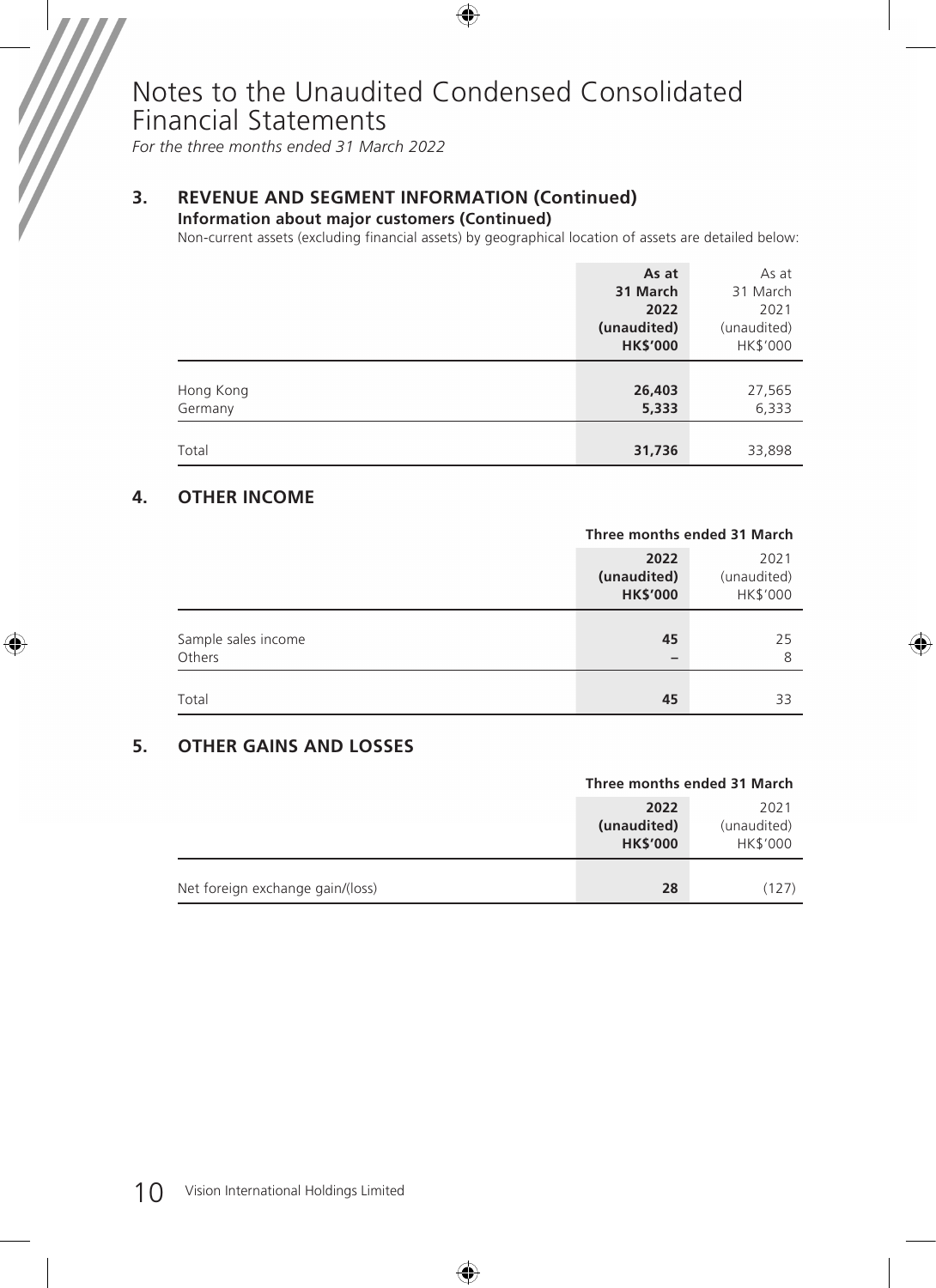# Notes to the Unaudited Condensed Consolidated Financial Statements

*For the three months ended 31 March 2022*

## 3. REVENUE AND SEGMENT INFORMATION (Continued)

**Information about major customers (Continued)**

Non-current assets (excluding financial assets) by geographical location of assets are detailed below:

| | **As at 31 March 2022 (unaudited) HK$'000** | As at 31 March 2021 (unaudited) HK$'000 |
|---|---|---|
| Hong Kong | **26,403** | 27,565 |
| Germany | **5,333** | 6,333 |
| Total | **31,736** | 33,898 |

## 4. OTHER INCOME

| | **Three months ended 31 March** | |
|---|---|---|
| | **2022 (unaudited) HK$'000** | 2021 (unaudited) HK$'000 |
| Sample sales income | **45** | 25 |
| Others | **–** | 8 |
| Total | **45** | 33 |

## 5. OTHER GAINS AND LOSSES

| | **Three months ended 31 March** | |
|---|---|---|
| | **2022 (unaudited) HK$'000** | 2021 (unaudited) HK$'000 |
| Net foreign exchange gain/(loss) | **28** | (127) |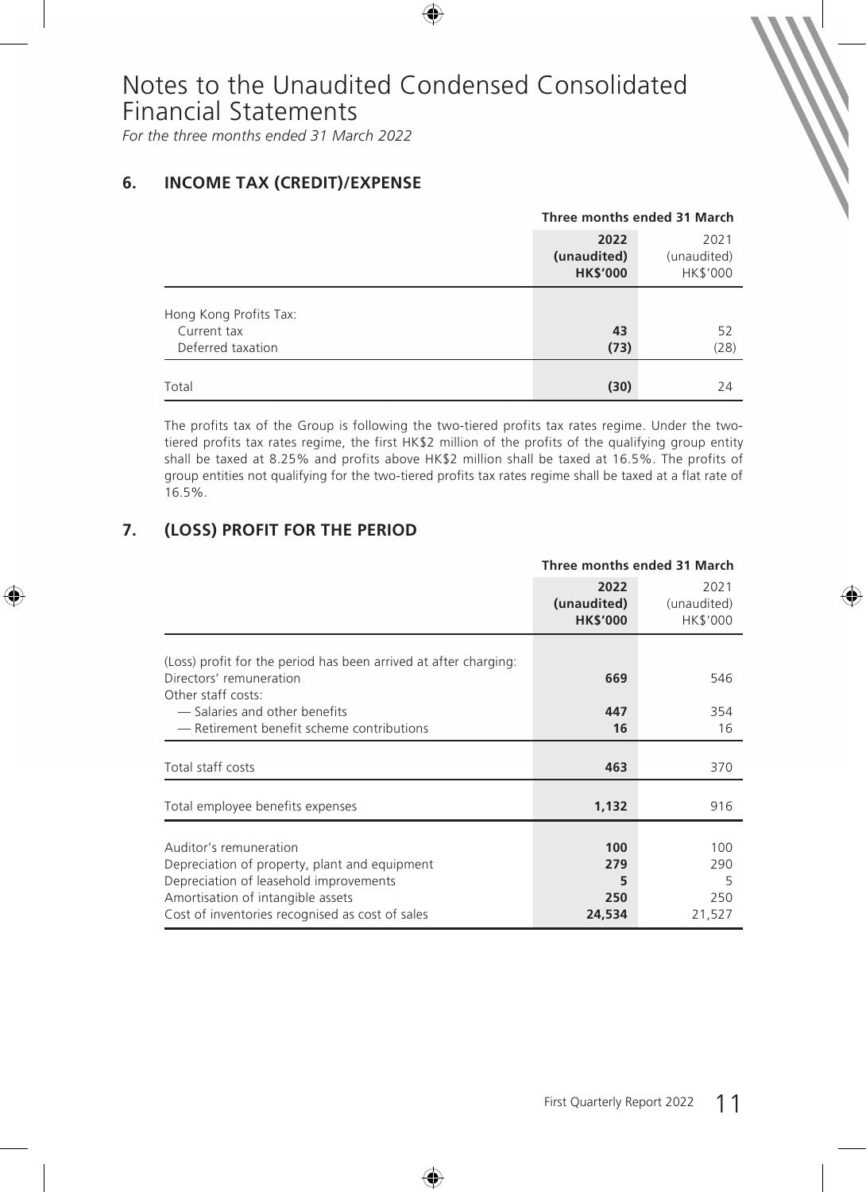# Notes to the Unaudited Condensed Consolidated Financial Statements

*For the three months ended 31 March 2022*

## 6. INCOME TAX (CREDIT)/EXPENSE

| | Three months ended 31 March | |
|---|---|---|
| | **2022 (unaudited) HK$'000** | 2021 (unaudited) HK$'000 |
| Hong Kong Profits Tax: | | |
| Current tax | **43** | 52 |
| Deferred taxation | **(73)** | (28) |
| Total | **(30)** | 24 |

The profits tax of the Group is following the two-tiered profits tax rates regime. Under the two-tiered profits tax rates regime, the first HK$2 million of the profits of the qualifying group entity shall be taxed at 8.25% and profits above HK$2 million shall be taxed at 16.5%. The profits of group entities not qualifying for the two-tiered profits tax rates regime shall be taxed at a flat rate of 16.5%.

## 7. (LOSS) PROFIT FOR THE PERIOD

| | Three months ended 31 March | |
|---|---|---|
| | **2022 (unaudited) HK$'000** | 2021 (unaudited) HK$'000 |
| (Loss) profit for the period has been arrived at after charging: | | |
| Directors' remuneration | **669** | 546 |
| Other staff costs: | | |
| — Salaries and other benefits | **447** | 354 |
| — Retirement benefit scheme contributions | **16** | 16 |
| Total staff costs | **463** | 370 |
| Total employee benefits expenses | **1,132** | 916 |
| Auditor's remuneration | **100** | 100 |
| Depreciation of property, plant and equipment | **279** | 290 |
| Depreciation of leasehold improvements | **5** | 5 |
| Amortisation of intangible assets | **250** | 250 |
| Cost of inventories recognised as cost of sales | **24,534** | 21,527 |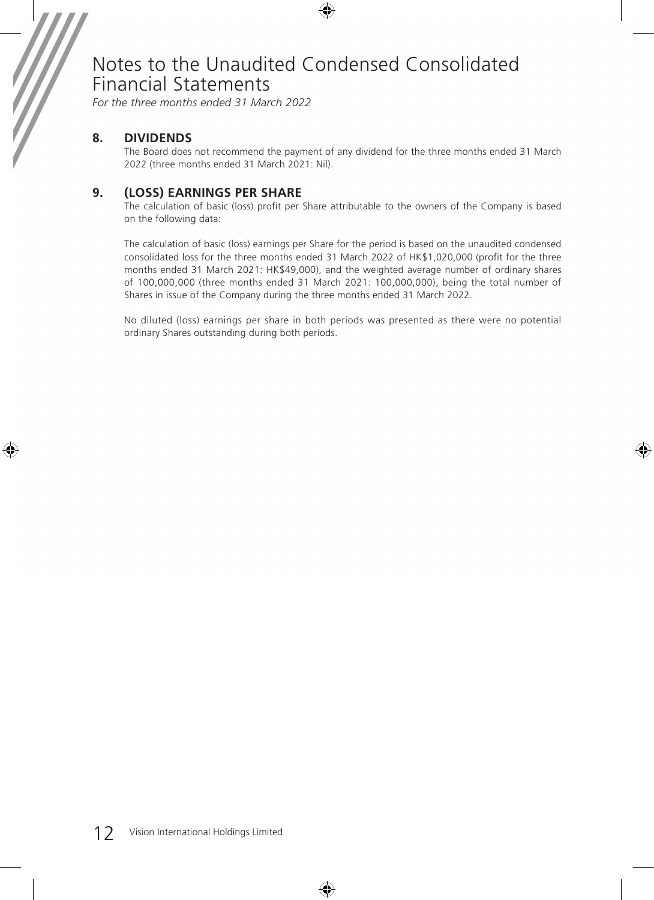# Notes to the Unaudited Condensed Consolidated Financial Statements

*For the three months ended 31 March 2022*

## 8. DIVIDENDS

The Board does not recommend the payment of any dividend for the three months ended 31 March 2022 (three months ended 31 March 2021: Nil).

## 9. (LOSS) EARNINGS PER SHARE

The calculation of basic (loss) profit per Share attributable to the owners of the Company is based on the following data:

The calculation of basic (loss) earnings per Share for the period is based on the unaudited condensed consolidated loss for the three months ended 31 March 2022 of HK$1,020,000 (profit for the three months ended 31 March 2021: HK$49,000), and the weighted average number of ordinary shares of 100,000,000 (three months ended 31 March 2021: 100,000,000), being the total number of Shares in issue of the Company during the three months ended 31 March 2022.

No diluted (loss) earnings per share in both periods was presented as there were no potential ordinary Shares outstanding during both periods.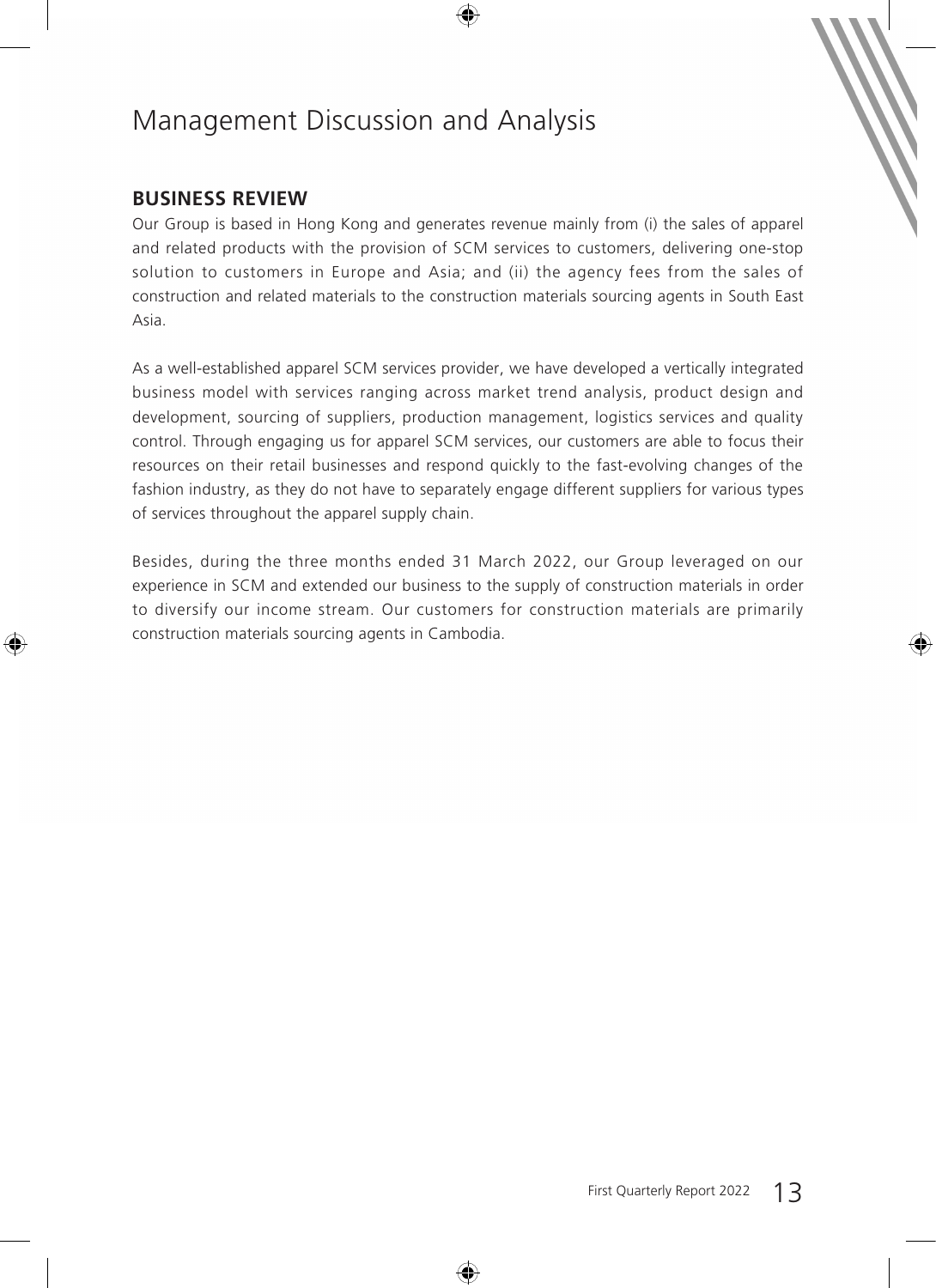# Management Discussion and Analysis

## BUSINESS REVIEW

Our Group is based in Hong Kong and generates revenue mainly from (i) the sales of apparel and related products with the provision of SCM services to customers, delivering one-stop solution to customers in Europe and Asia; and (ii) the agency fees from the sales of construction and related materials to the construction materials sourcing agents in South East Asia.

As a well-established apparel SCM services provider, we have developed a vertically integrated business model with services ranging across market trend analysis, product design and development, sourcing of suppliers, production management, logistics services and quality control. Through engaging us for apparel SCM services, our customers are able to focus their resources on their retail businesses and respond quickly to the fast-evolving changes of the fashion industry, as they do not have to separately engage different suppliers for various types of services throughout the apparel supply chain.

Besides, during the three months ended 31 March 2022, our Group leveraged on our experience in SCM and extended our business to the supply of construction materials in order to diversify our income stream. Our customers for construction materials are primarily construction materials sourcing agents in Cambodia.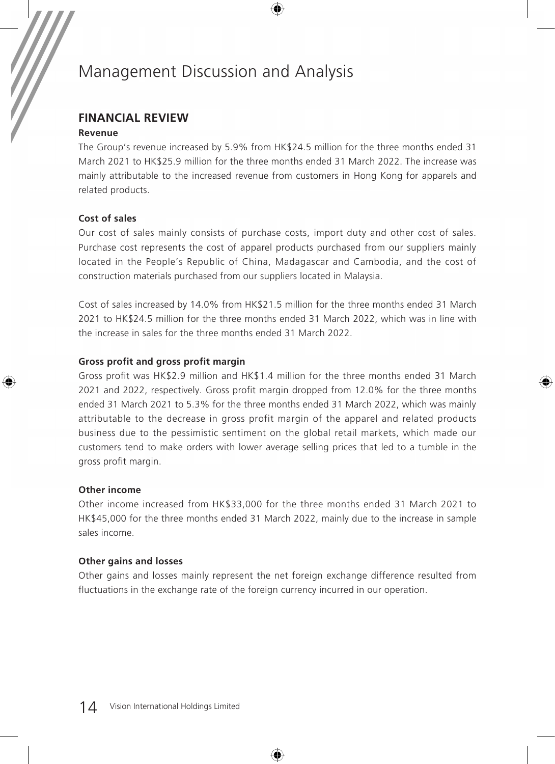# Management Discussion and Analysis

## FINANCIAL REVIEW

### Revenue

The Group's revenue increased by 5.9% from HK$24.5 million for the three months ended 31 March 2021 to HK$25.9 million for the three months ended 31 March 2022. The increase was mainly attributable to the increased revenue from customers in Hong Kong for apparels and related products.

### Cost of sales

Our cost of sales mainly consists of purchase costs, import duty and other cost of sales. Purchase cost represents the cost of apparel products purchased from our suppliers mainly located in the People's Republic of China, Madagascar and Cambodia, and the cost of construction materials purchased from our suppliers located in Malaysia.

Cost of sales increased by 14.0% from HK$21.5 million for the three months ended 31 March 2021 to HK$24.5 million for the three months ended 31 March 2022, which was in line with the increase in sales for the three months ended 31 March 2022.

### Gross profit and gross profit margin

Gross profit was HK$2.9 million and HK$1.4 million for the three months ended 31 March 2021 and 2022, respectively. Gross profit margin dropped from 12.0% for the three months ended 31 March 2021 to 5.3% for the three months ended 31 March 2022, which was mainly attributable to the decrease in gross profit margin of the apparel and related products business due to the pessimistic sentiment on the global retail markets, which made our customers tend to make orders with lower average selling prices that led to a tumble in the gross profit margin.

### Other income

Other income increased from HK$33,000 for the three months ended 31 March 2021 to HK$45,000 for the three months ended 31 March 2022, mainly due to the increase in sample sales income.

### Other gains and losses

Other gains and losses mainly represent the net foreign exchange difference resulted from fluctuations in the exchange rate of the foreign currency incurred in our operation.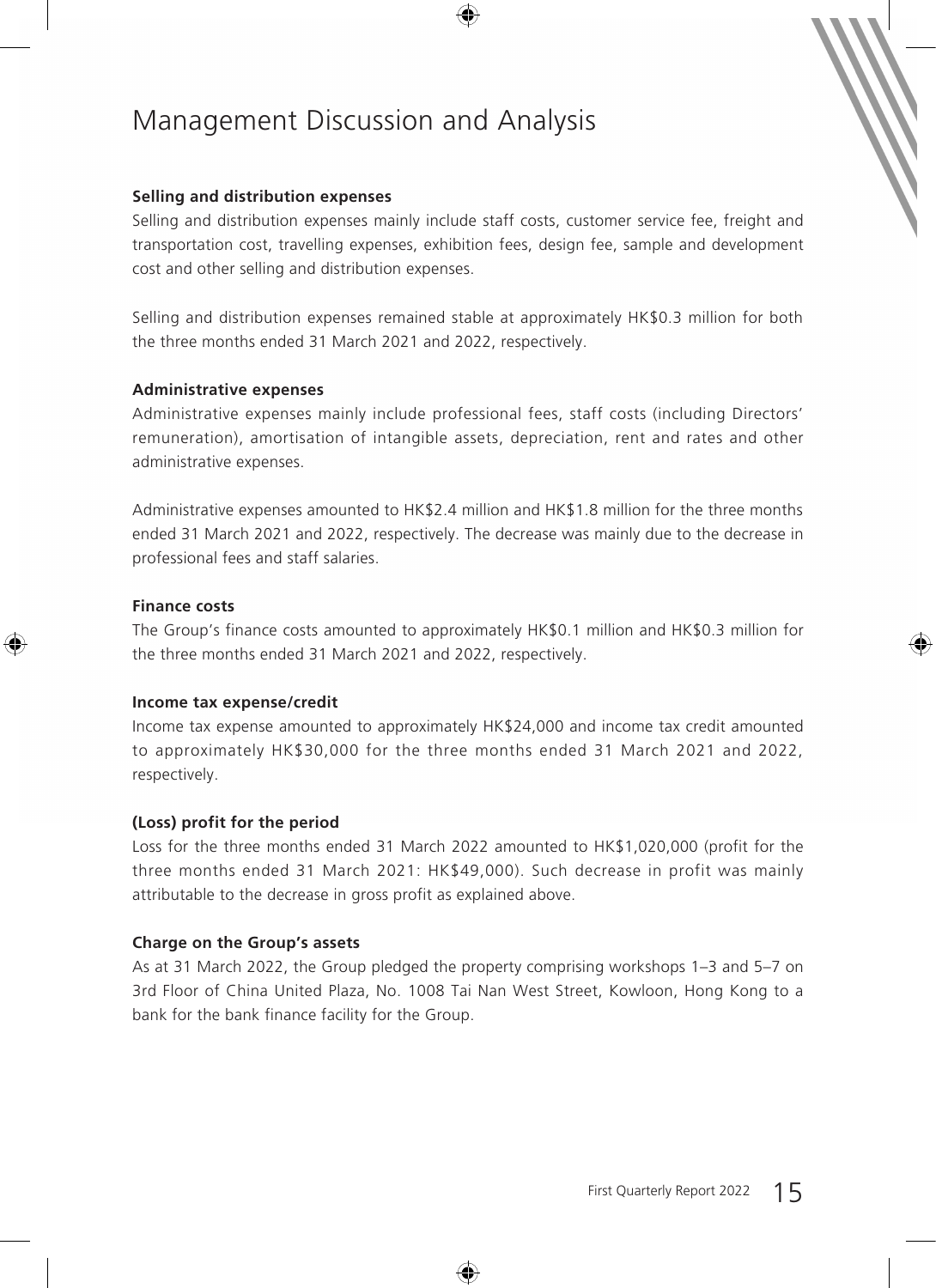# Management Discussion and Analysis

**Selling and distribution expenses**

Selling and distribution expenses mainly include staff costs, customer service fee, freight and transportation cost, travelling expenses, exhibition fees, design fee, sample and development cost and other selling and distribution expenses.

Selling and distribution expenses remained stable at approximately HK$0.3 million for both the three months ended 31 March 2021 and 2022, respectively.

**Administrative expenses**

Administrative expenses mainly include professional fees, staff costs (including Directors' remuneration), amortisation of intangible assets, depreciation, rent and rates and other administrative expenses.

Administrative expenses amounted to HK$2.4 million and HK$1.8 million for the three months ended 31 March 2021 and 2022, respectively. The decrease was mainly due to the decrease in professional fees and staff salaries.

**Finance costs**

The Group's finance costs amounted to approximately HK$0.1 million and HK$0.3 million for the three months ended 31 March 2021 and 2022, respectively.

**Income tax expense/credit**

Income tax expense amounted to approximately HK$24,000 and income tax credit amounted to approximately HK$30,000 for the three months ended 31 March 2021 and 2022, respectively.

**(Loss) profit for the period**

Loss for the three months ended 31 March 2022 amounted to HK$1,020,000 (profit for the three months ended 31 March 2021: HK$49,000). Such decrease in profit was mainly attributable to the decrease in gross profit as explained above.

**Charge on the Group's assets**

As at 31 March 2022, the Group pledged the property comprising workshops 1–3 and 5–7 on 3rd Floor of China United Plaza, No. 1008 Tai Nan West Street, Kowloon, Hong Kong to a bank for the bank finance facility for the Group.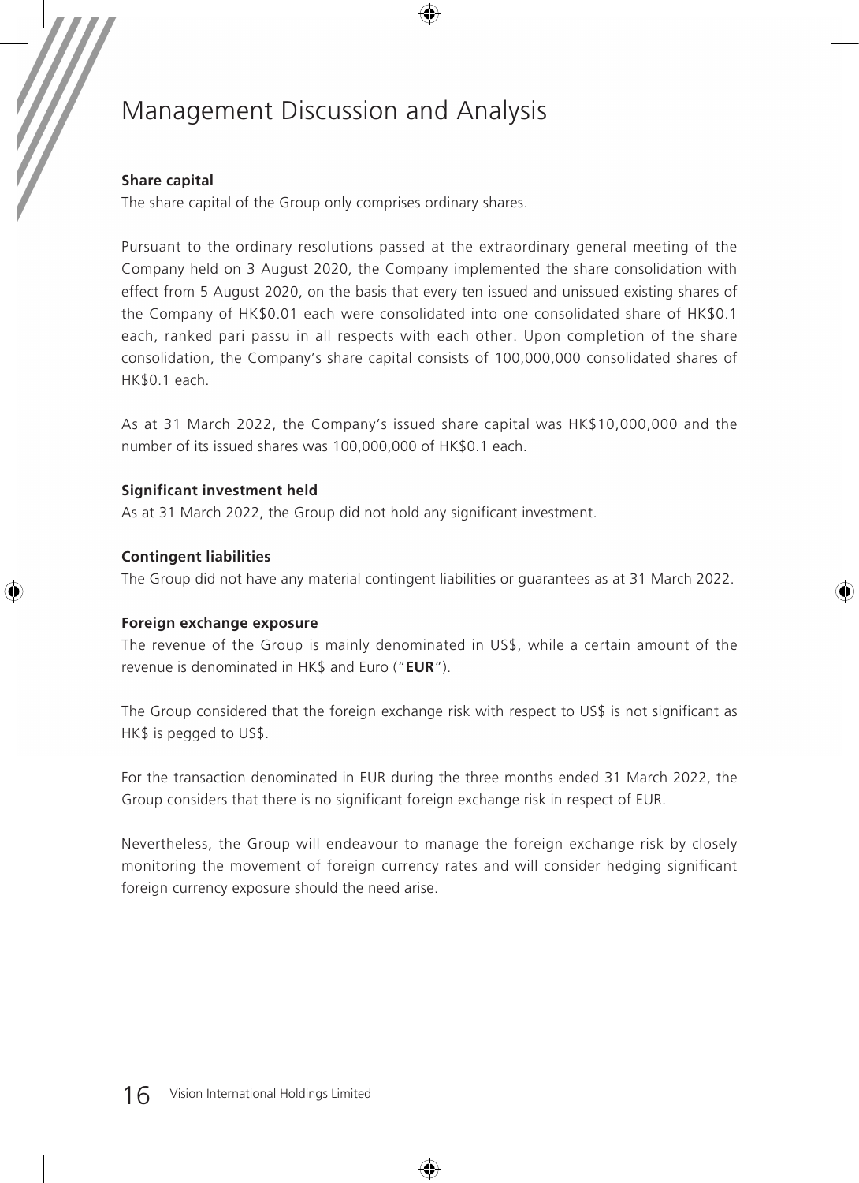# Management Discussion and Analysis

**Share capital**

The share capital of the Group only comprises ordinary shares.

Pursuant to the ordinary resolutions passed at the extraordinary general meeting of the Company held on 3 August 2020, the Company implemented the share consolidation with effect from 5 August 2020, on the basis that every ten issued and unissued existing shares of the Company of HK$0.01 each were consolidated into one consolidated share of HK$0.1 each, ranked pari passu in all respects with each other. Upon completion of the share consolidation, the Company's share capital consists of 100,000,000 consolidated shares of HK$0.1 each.

As at 31 March 2022, the Company's issued share capital was HK$10,000,000 and the number of its issued shares was 100,000,000 of HK$0.1 each.

**Significant investment held**

As at 31 March 2022, the Group did not hold any significant investment.

**Contingent liabilities**

The Group did not have any material contingent liabilities or guarantees as at 31 March 2022.

**Foreign exchange exposure**

The revenue of the Group is mainly denominated in US$, while a certain amount of the revenue is denominated in HK$ and Euro ("**EUR**").

The Group considered that the foreign exchange risk with respect to US$ is not significant as HK$ is pegged to US$.

For the transaction denominated in EUR during the three months ended 31 March 2022, the Group considers that there is no significant foreign exchange risk in respect of EUR.

Nevertheless, the Group will endeavour to manage the foreign exchange risk by closely monitoring the movement of foreign currency rates and will consider hedging significant foreign currency exposure should the need arise.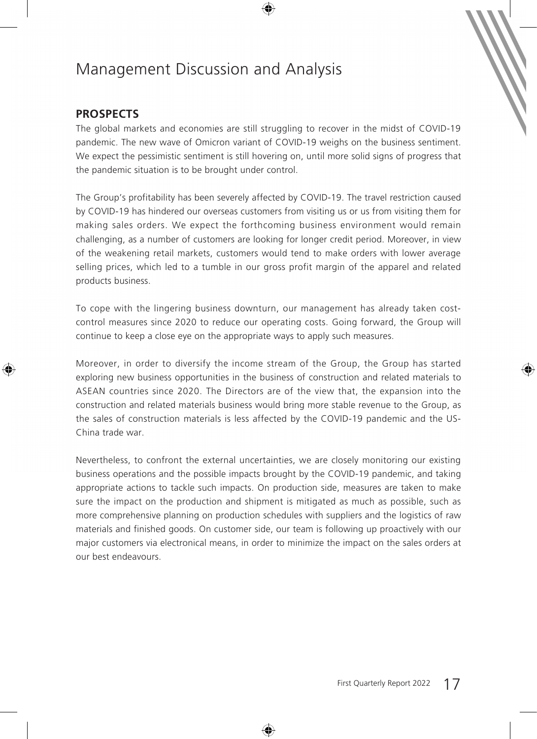# Management Discussion and Analysis

## PROSPECTS

The global markets and economies are still struggling to recover in the midst of COVID-19 pandemic. The new wave of Omicron variant of COVID-19 weighs on the business sentiment. We expect the pessimistic sentiment is still hovering on, until more solid signs of progress that the pandemic situation is to be brought under control.

The Group's profitability has been severely affected by COVID-19. The travel restriction caused by COVID-19 has hindered our overseas customers from visiting us or us from visiting them for making sales orders. We expect the forthcoming business environment would remain challenging, as a number of customers are looking for longer credit period. Moreover, in view of the weakening retail markets, customers would tend to make orders with lower average selling prices, which led to a tumble in our gross profit margin of the apparel and related products business.

To cope with the lingering business downturn, our management has already taken cost-control measures since 2020 to reduce our operating costs. Going forward, the Group will continue to keep a close eye on the appropriate ways to apply such measures.

Moreover, in order to diversify the income stream of the Group, the Group has started exploring new business opportunities in the business of construction and related materials to ASEAN countries since 2020. The Directors are of the view that, the expansion into the construction and related materials business would bring more stable revenue to the Group, as the sales of construction materials is less affected by the COVID-19 pandemic and the US-China trade war.

Nevertheless, to confront the external uncertainties, we are closely monitoring our existing business operations and the possible impacts brought by the COVID-19 pandemic, and taking appropriate actions to tackle such impacts. On production side, measures are taken to make sure the impact on the production and shipment is mitigated as much as possible, such as more comprehensive planning on production schedules with suppliers and the logistics of raw materials and finished goods. On customer side, our team is following up proactively with our major customers via electronical means, in order to minimize the impact on the sales orders at our best endeavours.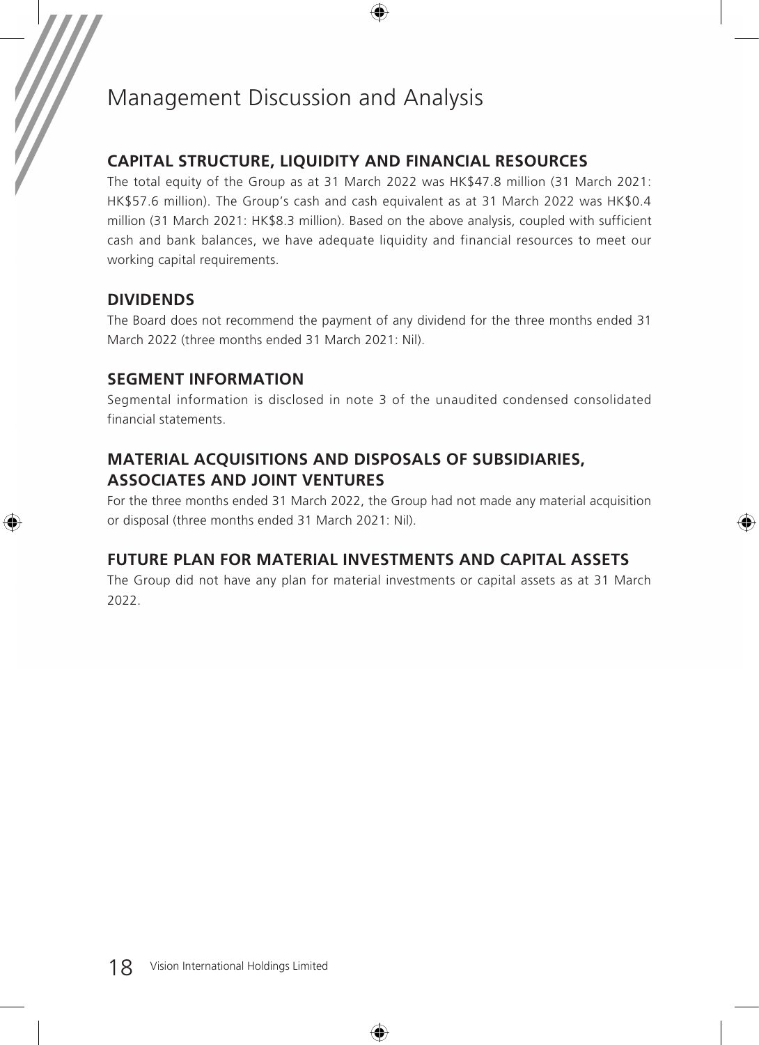# Management Discussion and Analysis

## CAPITAL STRUCTURE, LIQUIDITY AND FINANCIAL RESOURCES

The total equity of the Group as at 31 March 2022 was HK$47.8 million (31 March 2021: HK$57.6 million). The Group's cash and cash equivalent as at 31 March 2022 was HK$0.4 million (31 March 2021: HK$8.3 million). Based on the above analysis, coupled with sufficient cash and bank balances, we have adequate liquidity and financial resources to meet our working capital requirements.

## DIVIDENDS

The Board does not recommend the payment of any dividend for the three months ended 31 March 2022 (three months ended 31 March 2021: Nil).

## SEGMENT INFORMATION

Segmental information is disclosed in note 3 of the unaudited condensed consolidated financial statements.

## MATERIAL ACQUISITIONS AND DISPOSALS OF SUBSIDIARIES, ASSOCIATES AND JOINT VENTURES

For the three months ended 31 March 2022, the Group had not made any material acquisition or disposal (three months ended 31 March 2021: Nil).

## FUTURE PLAN FOR MATERIAL INVESTMENTS AND CAPITAL ASSETS

The Group did not have any plan for material investments or capital assets as at 31 March 2022.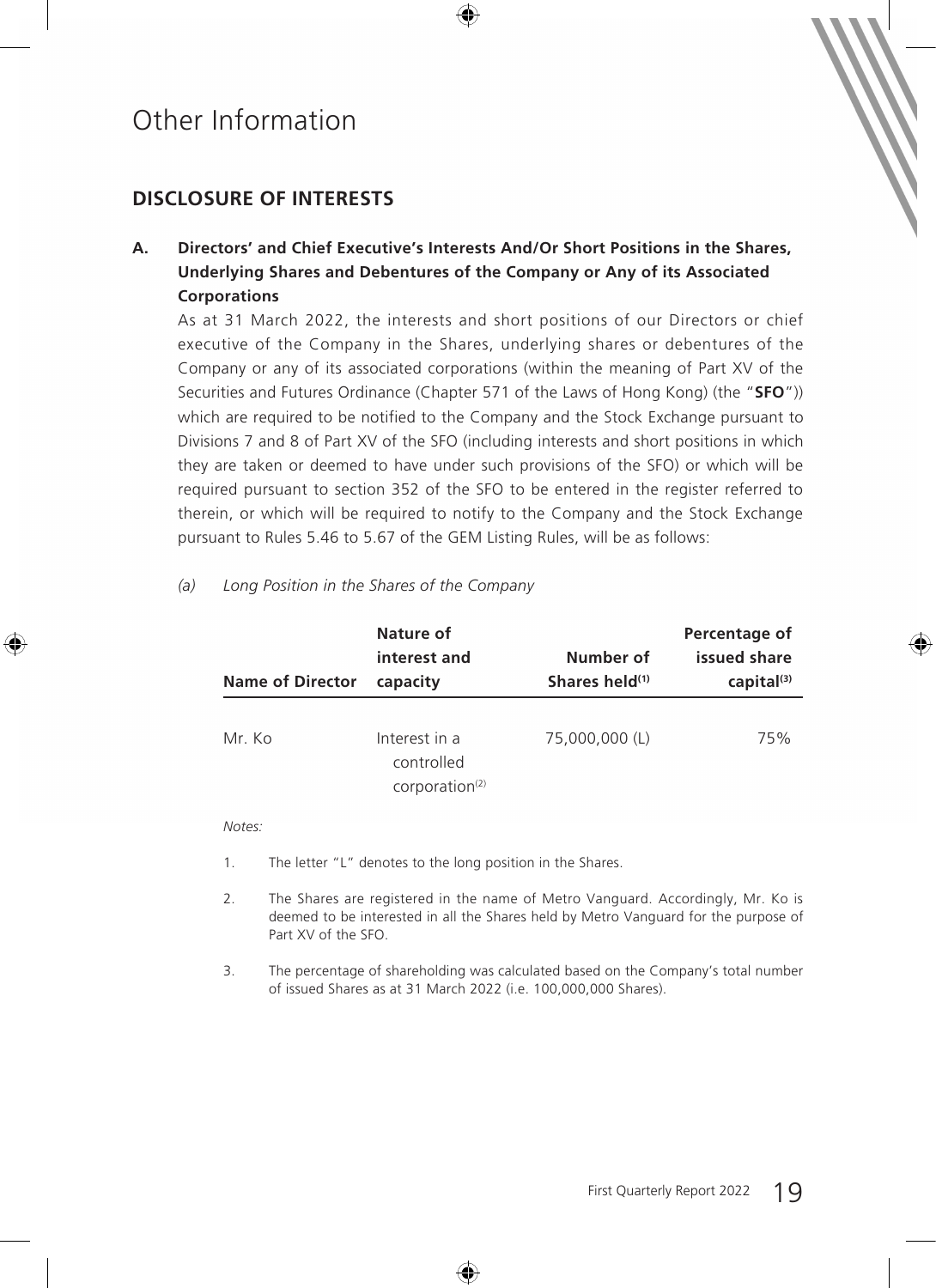# Other Information

## DISCLOSURE OF INTERESTS

### A. Directors' and Chief Executive's Interests And/Or Short Positions in the Shares, Underlying Shares and Debentures of the Company or Any of its Associated Corporations

As at 31 March 2022, the interests and short positions of our Directors or chief executive of the Company in the Shares, underlying shares or debentures of the Company or any of its associated corporations (within the meaning of Part XV of the Securities and Futures Ordinance (Chapter 571 of the Laws of Hong Kong) (the "**SFO**")) which are required to be notified to the Company and the Stock Exchange pursuant to Divisions 7 and 8 of Part XV of the SFO (including interests and short positions in which they are taken or deemed to have under such provisions of the SFO) or which will be required pursuant to section 352 of the SFO to be entered in the register referred to therein, or which will be required to notify to the Company and the Stock Exchange pursuant to Rules 5.46 to 5.67 of the GEM Listing Rules, will be as follows:

*(a) Long Position in the Shares of the Company*

| Name of Director | Nature of interest and capacity | Number of Shares held[1] | Percentage of issued share capital[3] |
|---|---|---|---|
| Mr. Ko | Interest in a controlled corporation[2] | 75,000,000 (L) | 75% |

*Notes:*

1. The letter "L" denotes to the long position in the Shares.
2. The Shares are registered in the name of Metro Vanguard. Accordingly, Mr. Ko is deemed to be interested in all the Shares held by Metro Vanguard for the purpose of Part XV of the SFO.
3. The percentage of shareholding was calculated based on the Company's total number of issued Shares as at 31 March 2022 (i.e. 100,000,000 Shares).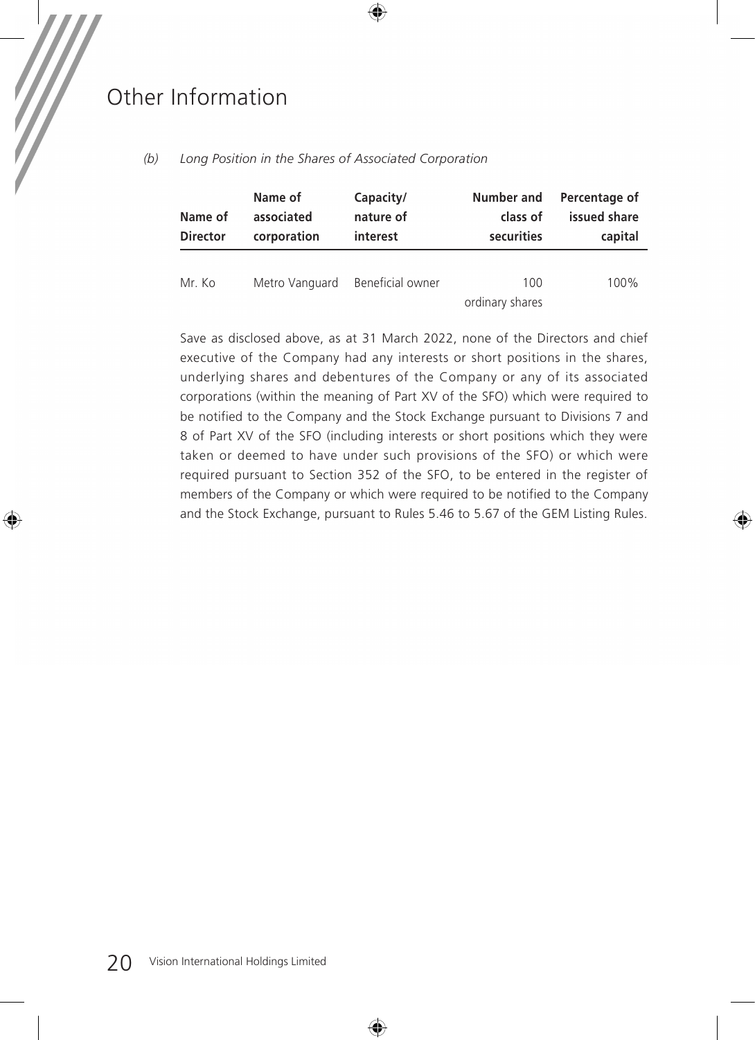# Other Information

*(b) Long Position in the Shares of Associated Corporation*

| Name of Director | Name of associated corporation | Capacity/ nature of interest | Number and class of securities | Percentage of issued share capital |
|---|---|---|---|---|
| Mr. Ko | Metro Vanguard | Beneficial owner | 100 ordinary shares | 100% |

Save as disclosed above, as at 31 March 2022, none of the Directors and chief executive of the Company had any interests or short positions in the shares, underlying shares and debentures of the Company or any of its associated corporations (within the meaning of Part XV of the SFO) which were required to be notified to the Company and the Stock Exchange pursuant to Divisions 7 and 8 of Part XV of the SFO (including interests or short positions which they were taken or deemed to have under such provisions of the SFO) or which were required pursuant to Section 352 of the SFO, to be entered in the register of members of the Company or which were required to be notified to the Company and the Stock Exchange, pursuant to Rules 5.46 to 5.67 of the GEM Listing Rules.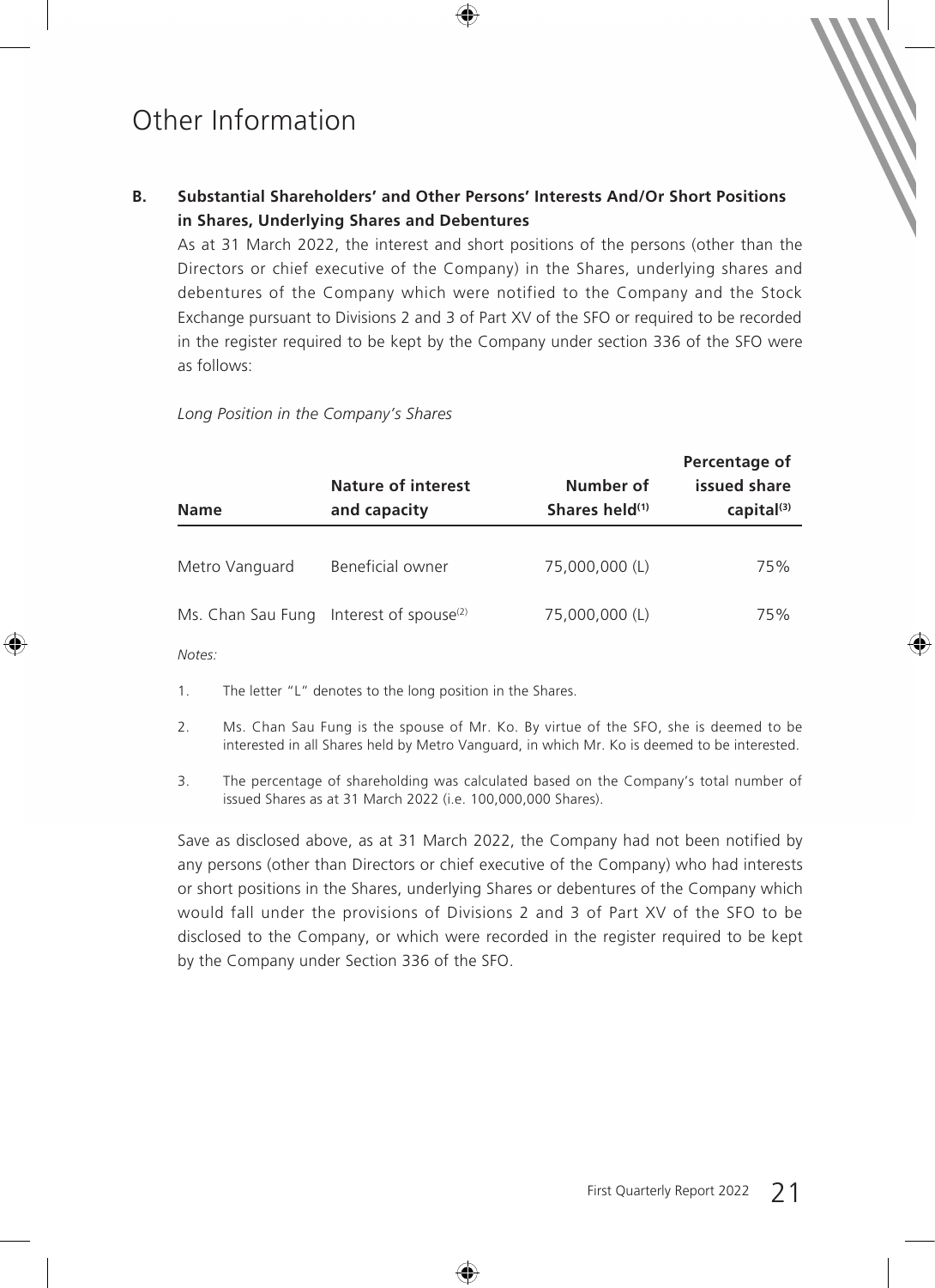# Other Information

## B. Substantial Shareholders' and Other Persons' Interests And/Or Short Positions in Shares, Underlying Shares and Debentures

As at 31 March 2022, the interest and short positions of the persons (other than the Directors or chief executive of the Company) in the Shares, underlying shares and debentures of the Company which were notified to the Company and the Stock Exchange pursuant to Divisions 2 and 3 of Part XV of the SFO or required to be recorded in the register required to be kept by the Company under section 336 of the SFO were as follows:

*Long Position in the Company's Shares*

| Name | Nature of interest and capacity | Number of Shares held[1] | Percentage of issued share capital[3] |
|---|---|---|---|
| Metro Vanguard | Beneficial owner | 75,000,000 (L) | 75% |
| Ms. Chan Sau Fung | Interest of spouse[2] | 75,000,000 (L) | 75% |

*Notes:*

1. The letter "L" denotes to the long position in the Shares.
2. Ms. Chan Sau Fung is the spouse of Mr. Ko. By virtue of the SFO, she is deemed to be interested in all Shares held by Metro Vanguard, in which Mr. Ko is deemed to be interested.
3. The percentage of shareholding was calculated based on the Company's total number of issued Shares as at 31 March 2022 (i.e. 100,000,000 Shares).

Save as disclosed above, as at 31 March 2022, the Company had not been notified by any persons (other than Directors or chief executive of the Company) who had interests or short positions in the Shares, underlying Shares or debentures of the Company which would fall under the provisions of Divisions 2 and 3 of Part XV of the SFO to be disclosed to the Company, or which were recorded in the register required to be kept by the Company under Section 336 of the SFO.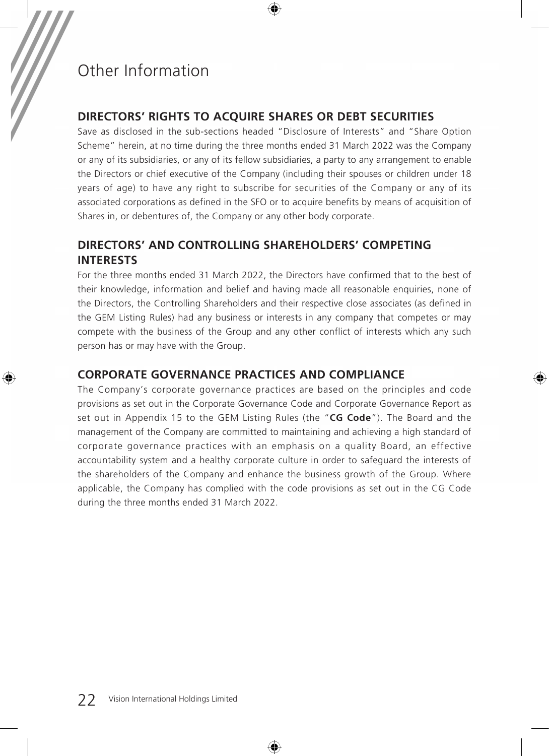# Other Information

## DIRECTORS' RIGHTS TO ACQUIRE SHARES OR DEBT SECURITIES

Save as disclosed in the sub-sections headed "Disclosure of Interests" and "Share Option Scheme" herein, at no time during the three months ended 31 March 2022 was the Company or any of its subsidiaries, or any of its fellow subsidiaries, a party to any arrangement to enable the Directors or chief executive of the Company (including their spouses or children under 18 years of age) to have any right to subscribe for securities of the Company or any of its associated corporations as defined in the SFO or to acquire benefits by means of acquisition of Shares in, or debentures of, the Company or any other body corporate.

## DIRECTORS' AND CONTROLLING SHAREHOLDERS' COMPETING INTERESTS

For the three months ended 31 March 2022, the Directors have confirmed that to the best of their knowledge, information and belief and having made all reasonable enquiries, none of the Directors, the Controlling Shareholders and their respective close associates (as defined in the GEM Listing Rules) had any business or interests in any company that competes or may compete with the business of the Group and any other conflict of interests which any such person has or may have with the Group.

## CORPORATE GOVERNANCE PRACTICES AND COMPLIANCE

The Company's corporate governance practices are based on the principles and code provisions as set out in the Corporate Governance Code and Corporate Governance Report as set out in Appendix 15 to the GEM Listing Rules (the "**CG Code**"). The Board and the management of the Company are committed to maintaining and achieving a high standard of corporate governance practices with an emphasis on a quality Board, an effective accountability system and a healthy corporate culture in order to safeguard the interests of the shareholders of the Company and enhance the business growth of the Group. Where applicable, the Company has complied with the code provisions as set out in the CG Code during the three months ended 31 March 2022.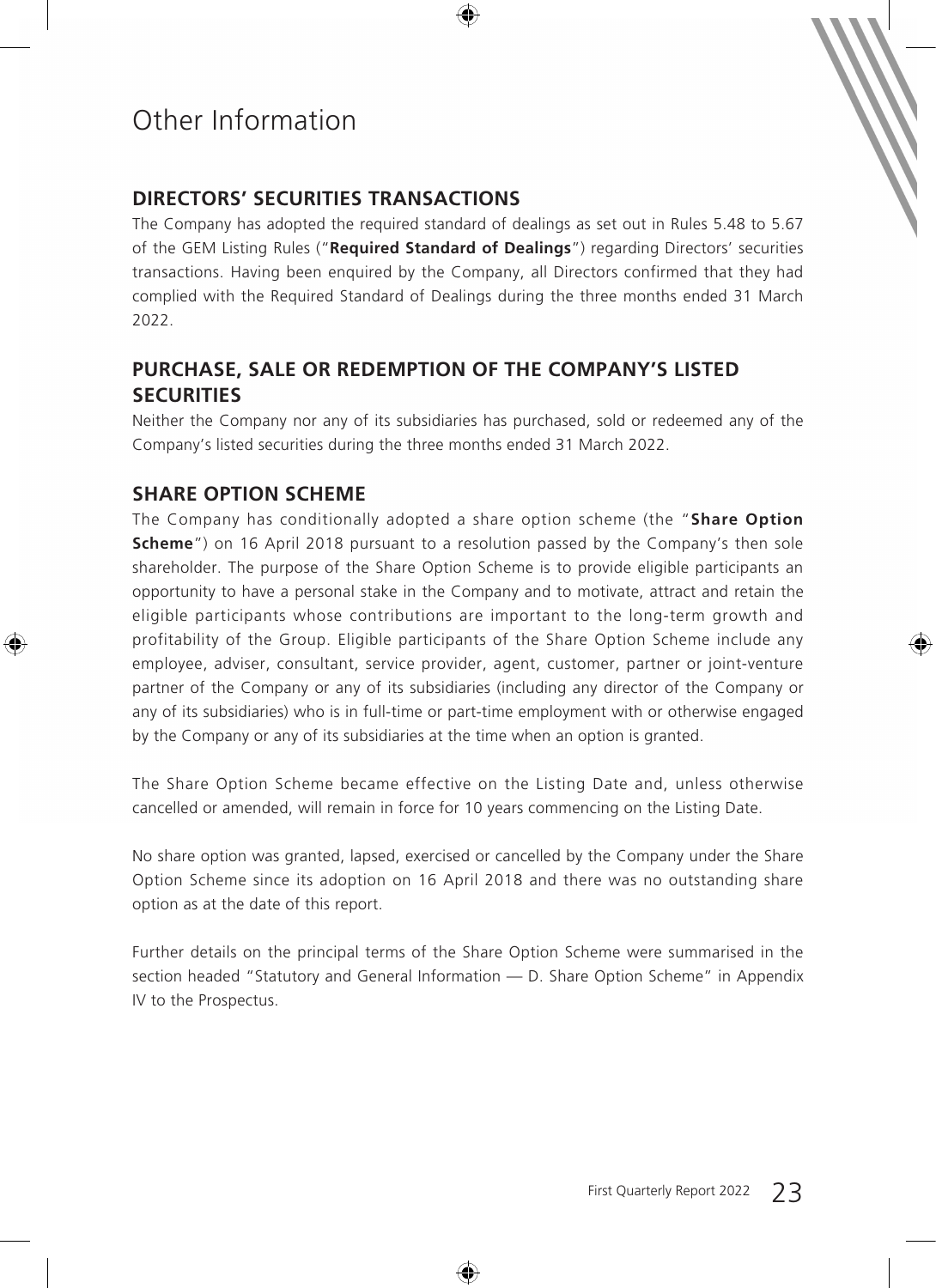# Other Information

## DIRECTORS' SECURITIES TRANSACTIONS

The Company has adopted the required standard of dealings as set out in Rules 5.48 to 5.67 of the GEM Listing Rules ("**Required Standard of Dealings**") regarding Directors' securities transactions. Having been enquired by the Company, all Directors confirmed that they had complied with the Required Standard of Dealings during the three months ended 31 March 2022.

## PURCHASE, SALE OR REDEMPTION OF THE COMPANY'S LISTED SECURITIES

Neither the Company nor any of its subsidiaries has purchased, sold or redeemed any of the Company's listed securities during the three months ended 31 March 2022.

## SHARE OPTION SCHEME

The Company has conditionally adopted a share option scheme (the "**Share Option Scheme**") on 16 April 2018 pursuant to a resolution passed by the Company's then sole shareholder. The purpose of the Share Option Scheme is to provide eligible participants an opportunity to have a personal stake in the Company and to motivate, attract and retain the eligible participants whose contributions are important to the long-term growth and profitability of the Group. Eligible participants of the Share Option Scheme include any employee, adviser, consultant, service provider, agent, customer, partner or joint-venture partner of the Company or any of its subsidiaries (including any director of the Company or any of its subsidiaries) who is in full-time or part-time employment with or otherwise engaged by the Company or any of its subsidiaries at the time when an option is granted.

The Share Option Scheme became effective on the Listing Date and, unless otherwise cancelled or amended, will remain in force for 10 years commencing on the Listing Date.

No share option was granted, lapsed, exercised or cancelled by the Company under the Share Option Scheme since its adoption on 16 April 2018 and there was no outstanding share option as at the date of this report.

Further details on the principal terms of the Share Option Scheme were summarised in the section headed "Statutory and General Information — D. Share Option Scheme" in Appendix IV to the Prospectus.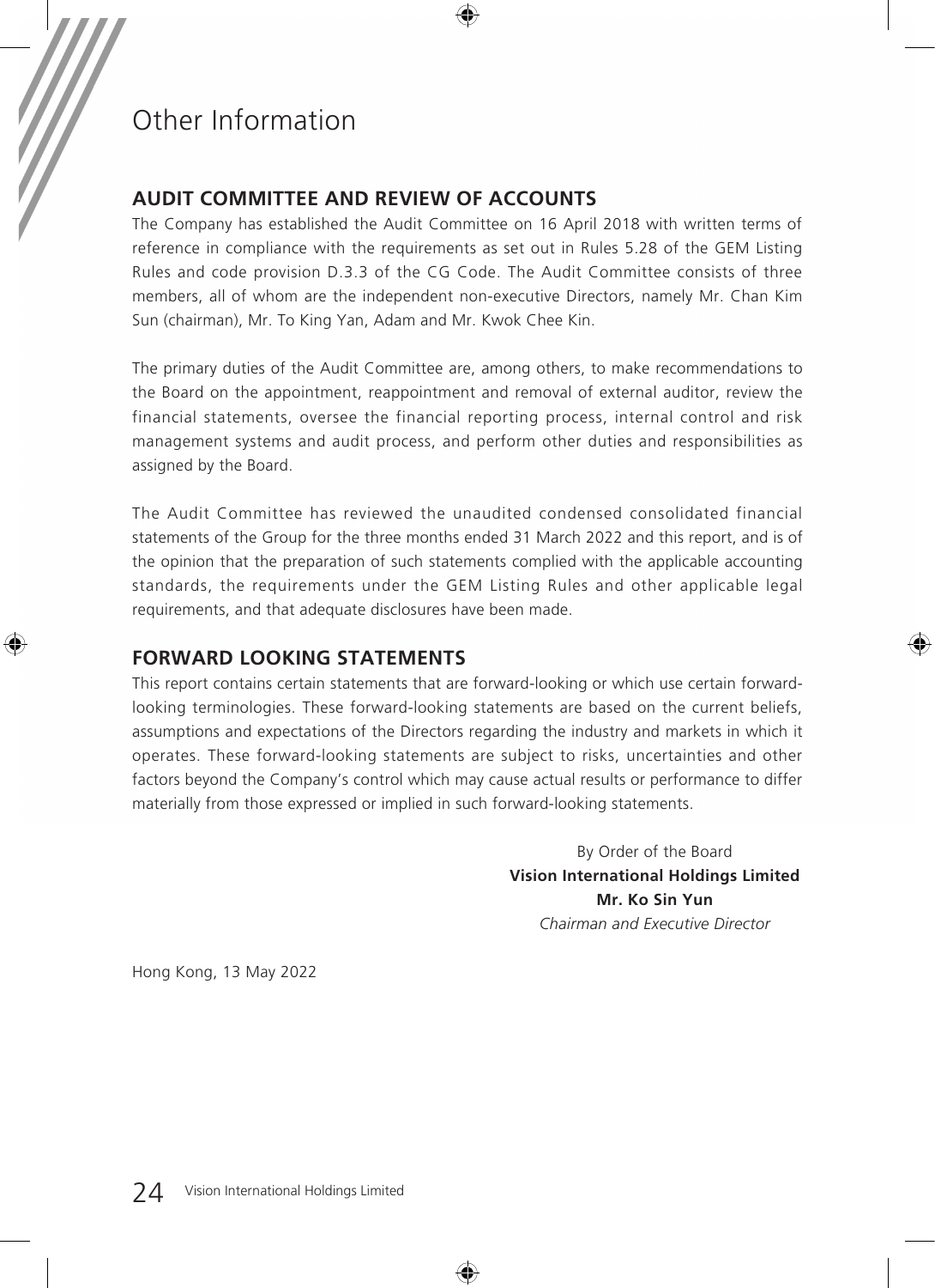# Other Information

## AUDIT COMMITTEE AND REVIEW OF ACCOUNTS

The Company has established the Audit Committee on 16 April 2018 with written terms of reference in compliance with the requirements as set out in Rules 5.28 of the GEM Listing Rules and code provision D.3.3 of the CG Code. The Audit Committee consists of three members, all of whom are the independent non-executive Directors, namely Mr. Chan Kim Sun (chairman), Mr. To King Yan, Adam and Mr. Kwok Chee Kin.

The primary duties of the Audit Committee are, among others, to make recommendations to the Board on the appointment, reappointment and removal of external auditor, review the financial statements, oversee the financial reporting process, internal control and risk management systems and audit process, and perform other duties and responsibilities as assigned by the Board.

The Audit Committee has reviewed the unaudited condensed consolidated financial statements of the Group for the three months ended 31 March 2022 and this report, and is of the opinion that the preparation of such statements complied with the applicable accounting standards, the requirements under the GEM Listing Rules and other applicable legal requirements, and that adequate disclosures have been made.

## FORWARD LOOKING STATEMENTS

This report contains certain statements that are forward-looking or which use certain forward-looking terminologies. These forward-looking statements are based on the current beliefs, assumptions and expectations of the Directors regarding the industry and markets in which it operates. These forward-looking statements are subject to risks, uncertainties and other factors beyond the Company's control which may cause actual results or performance to differ materially from those expressed or implied in such forward-looking statements.

By Order of the Board
**Vision International Holdings Limited**
**Mr. Ko Sin Yun**
*Chairman and Executive Director*

Hong Kong, 13 May 2022